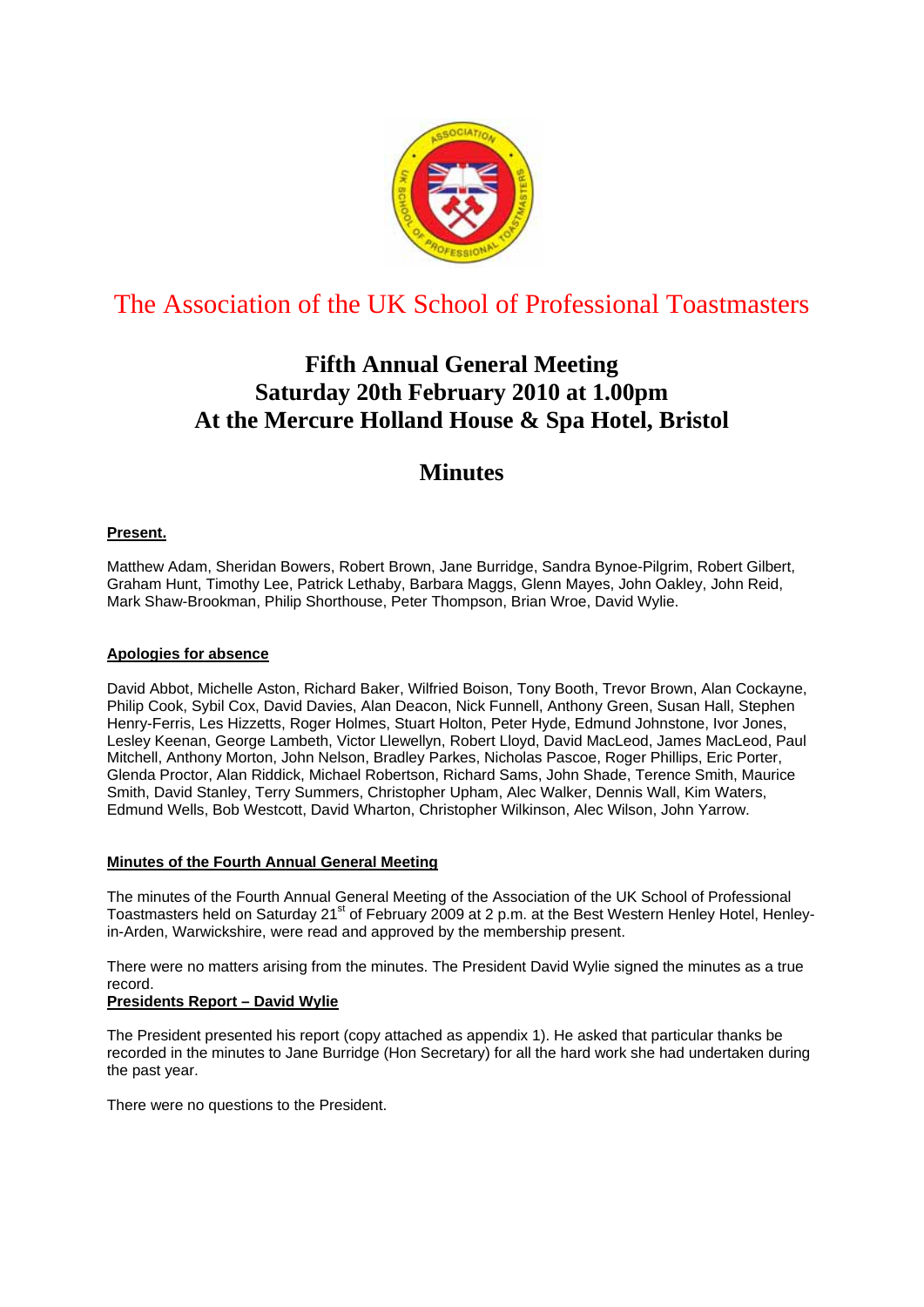# The Association of the UK School of Professional Toastmasters

## Fifth Annual General Meeting
## Saturday 20th February 2010 at 1.00pm
## At the Mercure Holland House & Spa Hotel, Bristol

## Minutes

**Present.**

Matthew Adam, Sheridan Bowers, Robert Brown, Jane Burridge, Sandra Bynoe-Pilgrim, Robert Gilbert, Graham Hunt, Timothy Lee, Patrick Lethaby, Barbara Maggs, Glenn Mayes, John Oakley, John Reid, Mark Shaw-Brookman, Philip Shorthouse, Peter Thompson, Brian Wroe, David Wylie.

**Apologies for absence**

David Abbot, Michelle Aston, Richard Baker, Wilfried Boison, Tony Booth, Trevor Brown, Alan Cockayne, Philip Cook, Sybil Cox, David Davies, Alan Deacon, Nick Funnell, Anthony Green, Susan Hall, Stephen Henry-Ferris, Les Hizzetts, Roger Holmes, Stuart Holton, Peter Hyde, Edmund Johnstone, Ivor Jones, Lesley Keenan, George Lambeth, Victor Llewellyn, Robert Lloyd, David MacLeod, James MacLeod, Paul Mitchell, Anthony Morton, John Nelson, Bradley Parkes, Nicholas Pascoe, Roger Phillips, Eric Porter, Glenda Proctor, Alan Riddick, Michael Robertson, Richard Sams, John Shade, Terence Smith, Maurice Smith, David Stanley, Terry Summers, Christopher Upham, Alec Walker, Dennis Wall, Kim Waters, Edmund Wells, Bob Westcott, David Wharton, Christopher Wilkinson, Alec Wilson, John Yarrow.

**Minutes of the Fourth Annual General Meeting**

The minutes of the Fourth Annual General Meeting of the Association of the UK School of Professional Toastmasters held on Saturday 21st of February 2009 at 2 p.m. at the Best Western Henley Hotel, Henley-in-Arden, Warwickshire, were read and approved by the membership present.

There were no matters arising from the minutes. The President David Wylie signed the minutes as a true record.

**Presidents Report – David Wylie**

The President presented his report (copy attached as appendix 1). He asked that particular thanks be recorded in the minutes to Jane Burridge (Hon Secretary) for all the hard work she had undertaken during the past year.

There were no questions to the President.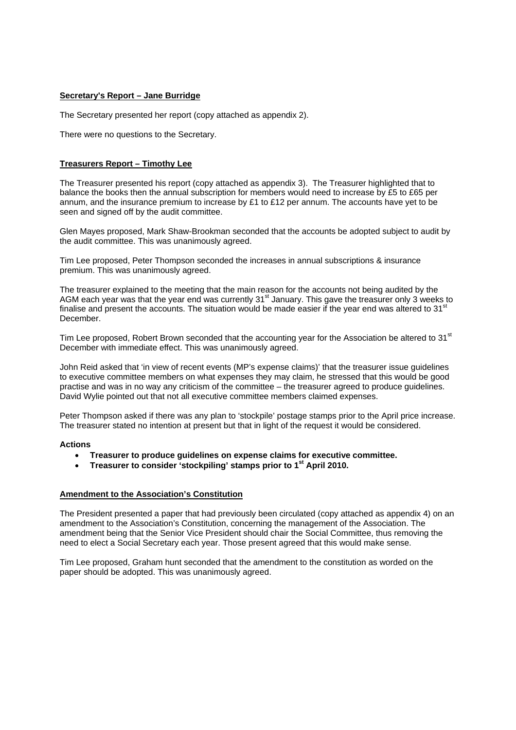**Secretary's Report – Jane Burridge**

The Secretary presented her report (copy attached as appendix 2).

There were no questions to the Secretary.

**Treasurers Report – Timothy Lee**

The Treasurer presented his report (copy attached as appendix 3). The Treasurer highlighted that to balance the books then the annual subscription for members would need to increase by £5 to £65 per annum, and the insurance premium to increase by £1 to £12 per annum. The accounts have yet to be seen and signed off by the audit committee.

Glen Mayes proposed, Mark Shaw-Brookman seconded that the accounts be adopted subject to audit by the audit committee. This was unanimously agreed.

Tim Lee proposed, Peter Thompson seconded the increases in annual subscriptions & insurance premium. This was unanimously agreed.

The treasurer explained to the meeting that the main reason for the accounts not being audited by the AGM each year was that the year end was currently 31st January. This gave the treasurer only 3 weeks to finalise and present the accounts. The situation would be made easier if the year end was altered to 31st December.

Tim Lee proposed, Robert Brown seconded that the accounting year for the Association be altered to 31st December with immediate effect. This was unanimously agreed.

John Reid asked that 'in view of recent events (MP's expense claims)' that the treasurer issue guidelines to executive committee members on what expenses they may claim, he stressed that this would be good practise and was in no way any criticism of the committee – the treasurer agreed to produce guidelines. David Wylie pointed out that not all executive committee members claimed expenses.

Peter Thompson asked if there was any plan to 'stockpile' postage stamps prior to the April price increase. The treasurer stated no intention at present but that in light of the request it would be considered.

**Actions**

- **Treasurer to produce guidelines on expense claims for executive committee.**
- **Treasurer to consider 'stockpiling' stamps prior to 1st April 2010.**

**Amendment to the Association's Constitution**

The President presented a paper that had previously been circulated (copy attached as appendix 4) on an amendment to the Association's Constitution, concerning the management of the Association. The amendment being that the Senior Vice President should chair the Social Committee, thus removing the need to elect a Social Secretary each year. Those present agreed that this would make sense.

Tim Lee proposed, Graham hunt seconded that the amendment to the constitution as worded on the paper should be adopted. This was unanimously agreed.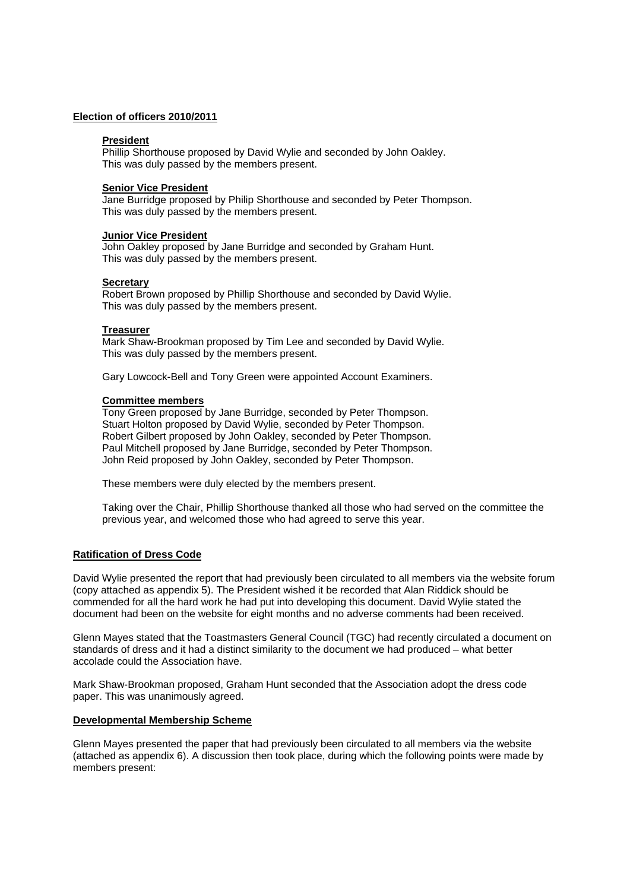## Election of officers 2010/2011

### President

Phillip Shorthouse proposed by David Wylie and seconded by John Oakley.
This was duly passed by the members present.

### Senior Vice President

Jane Burridge proposed by Philip Shorthouse and seconded by Peter Thompson.
This was duly passed by the members present.

### Junior Vice President

John Oakley proposed by Jane Burridge and seconded by Graham Hunt.
This was duly passed by the members present.

### Secretary

Robert Brown proposed by Phillip Shorthouse and seconded by David Wylie.
This was duly passed by the members present.

### Treasurer

Mark Shaw-Brookman proposed by Tim Lee and seconded by David Wylie.
This was duly passed by the members present.

Gary Lowcock-Bell and Tony Green were appointed Account Examiners.

### Committee members

Tony Green proposed by Jane Burridge, seconded by Peter Thompson.
Stuart Holton proposed by David Wylie, seconded by Peter Thompson.
Robert Gilbert proposed by John Oakley, seconded by Peter Thompson.
Paul Mitchell proposed by Jane Burridge, seconded by Peter Thompson.
John Reid proposed by John Oakley, seconded by Peter Thompson.

These members were duly elected by the members present.

Taking over the Chair, Phillip Shorthouse thanked all those who had served on the committee the previous year, and welcomed those who had agreed to serve this year.

## Ratification of Dress Code

David Wylie presented the report that had previously been circulated to all members via the website forum (copy attached as appendix 5). The President wished it be recorded that Alan Riddick should be commended for all the hard work he had put into developing this document. David Wylie stated the document had been on the website for eight months and no adverse comments had been received.

Glenn Mayes stated that the Toastmasters General Council (TGC) had recently circulated a document on standards of dress and it had a distinct similarity to the document we had produced – what better accolade could the Association have.

Mark Shaw-Brookman proposed, Graham Hunt seconded that the Association adopt the dress code paper. This was unanimously agreed.

## Developmental Membership Scheme

Glenn Mayes presented the paper that had previously been circulated to all members via the website (attached as appendix 6). A discussion then took place, during which the following points were made by members present: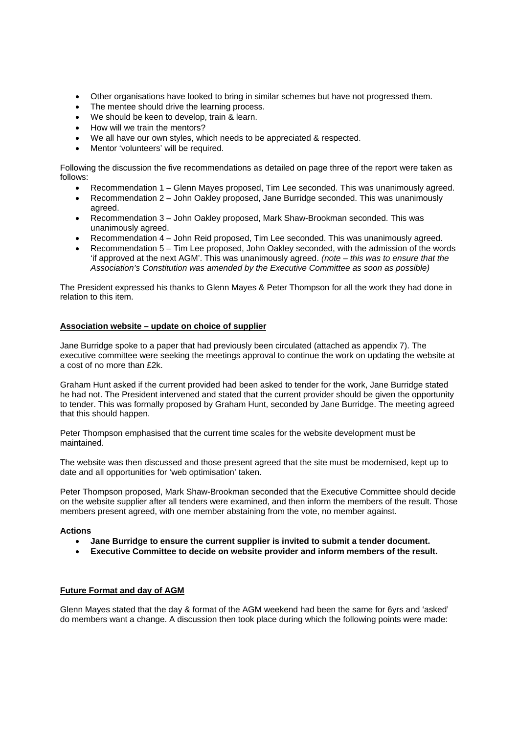- Other organisations have looked to bring in similar schemes but have not progressed them.
- The mentee should drive the learning process.
- We should be keen to develop, train & learn.
- How will we train the mentors?
- We all have our own styles, which needs to be appreciated & respected.
- Mentor 'volunteers' will be required.

Following the discussion the five recommendations as detailed on page three of the report were taken as follows:

- Recommendation 1 – Glenn Mayes proposed, Tim Lee seconded. This was unanimously agreed.
- Recommendation 2 – John Oakley proposed, Jane Burridge seconded. This was unanimously agreed.
- Recommendation 3 – John Oakley proposed, Mark Shaw-Brookman seconded. This was unanimously agreed.
- Recommendation 4 – John Reid proposed, Tim Lee seconded. This was unanimously agreed.
- Recommendation 5 – Tim Lee proposed, John Oakley seconded, with the admission of the words 'if approved at the next AGM'. This was unanimously agreed. *(note – this was to ensure that the Association's Constitution was amended by the Executive Committee as soon as possible)*

The President expressed his thanks to Glenn Mayes & Peter Thompson for all the work they had done in relation to this item.

**Association website – update on choice of supplier**

Jane Burridge spoke to a paper that had previously been circulated (attached as appendix 7). The executive committee were seeking the meetings approval to continue the work on updating the website at a cost of no more than £2k.

Graham Hunt asked if the current provided had been asked to tender for the work, Jane Burridge stated he had not. The President intervened and stated that the current provider should be given the opportunity to tender. This was formally proposed by Graham Hunt, seconded by Jane Burridge. The meeting agreed that this should happen.

Peter Thompson emphasised that the current time scales for the website development must be maintained.

The website was then discussed and those present agreed that the site must be modernised, kept up to date and all opportunities for 'web optimisation' taken.

Peter Thompson proposed, Mark Shaw-Brookman seconded that the Executive Committee should decide on the website supplier after all tenders were examined, and then inform the members of the result. Those members present agreed, with one member abstaining from the vote, no member against.

**Actions**

- **Jane Burridge to ensure the current supplier is invited to submit a tender document.**
- **Executive Committee to decide on website provider and inform members of the result.**

**Future Format and day of AGM**

Glenn Mayes stated that the day & format of the AGM weekend had been the same for 6yrs and 'asked' do members want a change. A discussion then took place during which the following points were made: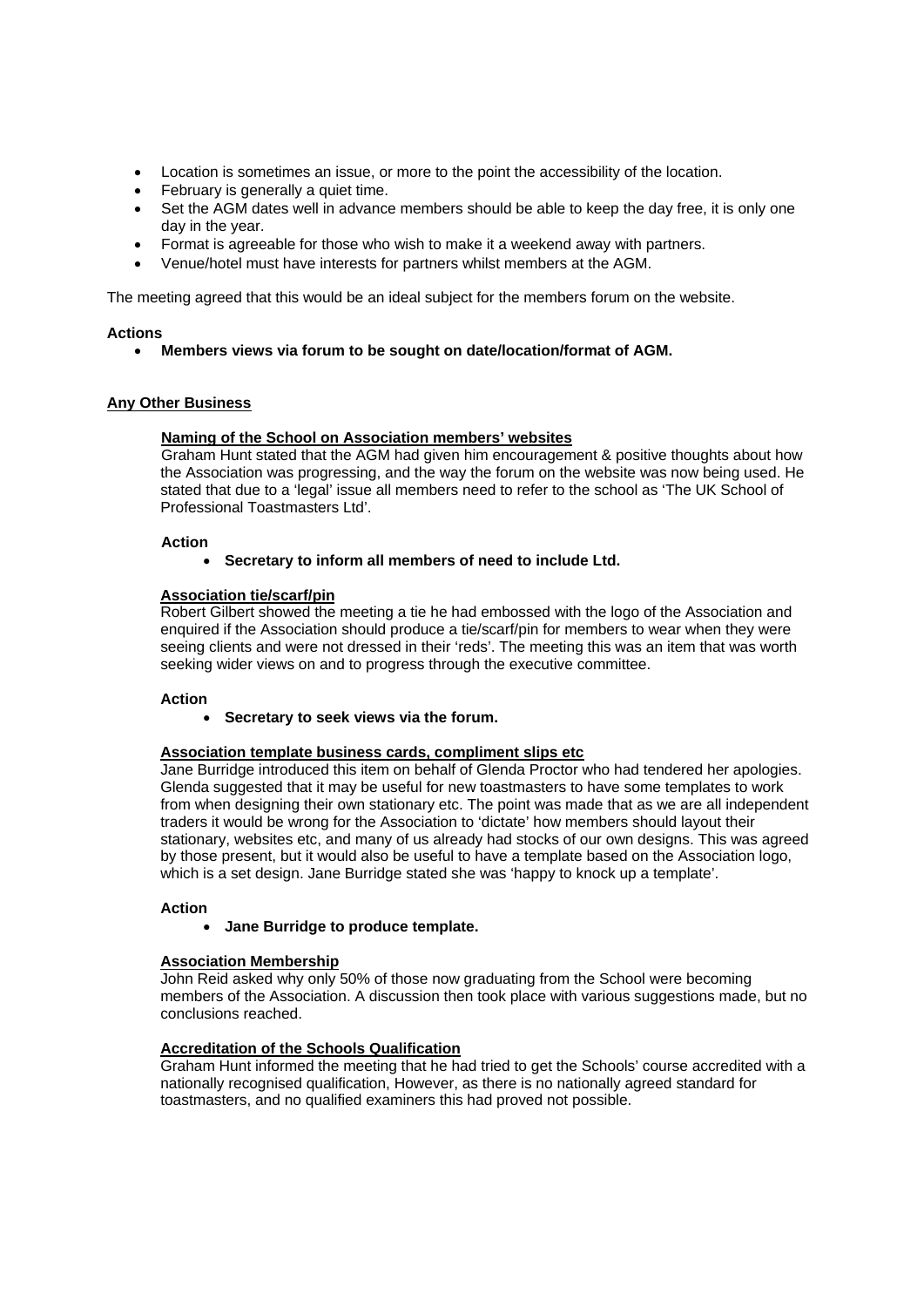- Location is sometimes an issue, or more to the point the accessibility of the location.
- February is generally a quiet time.
- Set the AGM dates well in advance members should be able to keep the day free, it is only one day in the year.
- Format is agreeable for those who wish to make it a weekend away with partners.
- Venue/hotel must have interests for partners whilst members at the AGM.

The meeting agreed that this would be an ideal subject for the members forum on the website.

**Actions**

- **Members views via forum to be sought on date/location/format of AGM.**

## Any Other Business

### Naming of the School on Association members' websites

Graham Hunt stated that the AGM had given him encouragement & positive thoughts about how the Association was progressing, and the way the forum on the website was now being used. He stated that due to a 'legal' issue all members need to refer to the school as 'The UK School of Professional Toastmasters Ltd'.

**Action**

- **Secretary to inform all members of need to include Ltd.**

### Association tie/scarf/pin

Robert Gilbert showed the meeting a tie he had embossed with the logo of the Association and enquired if the Association should produce a tie/scarf/pin for members to wear when they were seeing clients and were not dressed in their 'reds'. The meeting this was an item that was worth seeking wider views on and to progress through the executive committee.

**Action**

- **Secretary to seek views via the forum.**

### Association template business cards, compliment slips etc

Jane Burridge introduced this item on behalf of Glenda Proctor who had tendered her apologies. Glenda suggested that it may be useful for new toastmasters to have some templates to work from when designing their own stationary etc. The point was made that as we are all independent traders it would be wrong for the Association to 'dictate' how members should layout their stationary, websites etc, and many of us already had stocks of our own designs. This was agreed by those present, but it would also be useful to have a template based on the Association logo, which is a set design. Jane Burridge stated she was 'happy to knock up a template'.

**Action**

- **Jane Burridge to produce template.**

### Association Membership

John Reid asked why only 50% of those now graduating from the School were becoming members of the Association. A discussion then took place with various suggestions made, but no conclusions reached.

### Accreditation of the Schools Qualification

Graham Hunt informed the meeting that he had tried to get the Schools' course accredited with a nationally recognised qualification, However, as there is no nationally agreed standard for toastmasters, and no qualified examiners this had proved not possible.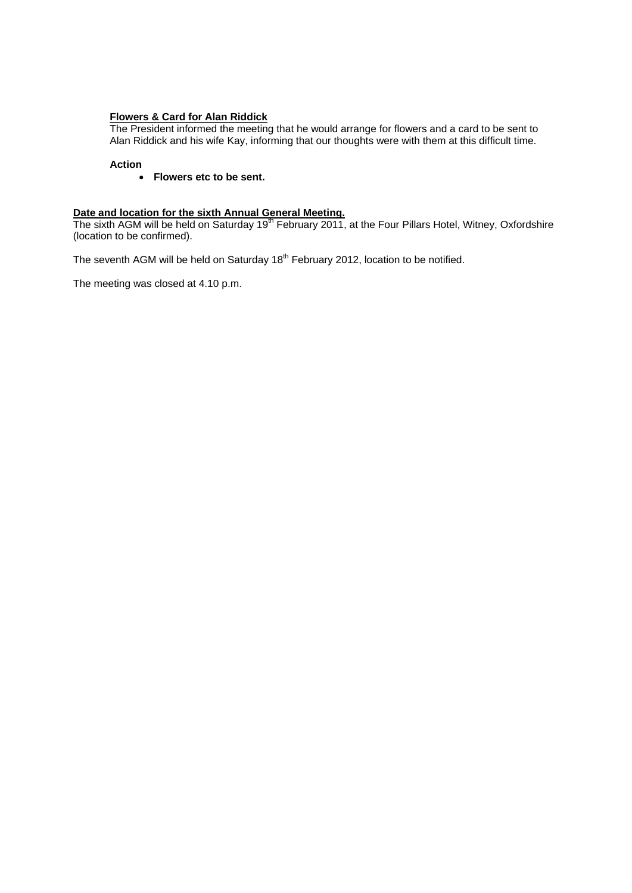**<u>Flowers & Card for Alan Riddick</u>**

The President informed the meeting that he would arrange for flowers and a card to be sent to Alan Riddick and his wife Kay, informing that our thoughts were with them at this difficult time.

**Action**

- **Flowers etc to be sent.**

**<u>Date and location for the sixth Annual General Meeting.</u>**

The sixth AGM will be held on Saturday 19th February 2011, at the Four Pillars Hotel, Witney, Oxfordshire (location to be confirmed).

The seventh AGM will be held on Saturday 18th February 2012, location to be notified.

The meeting was closed at 4.10 p.m.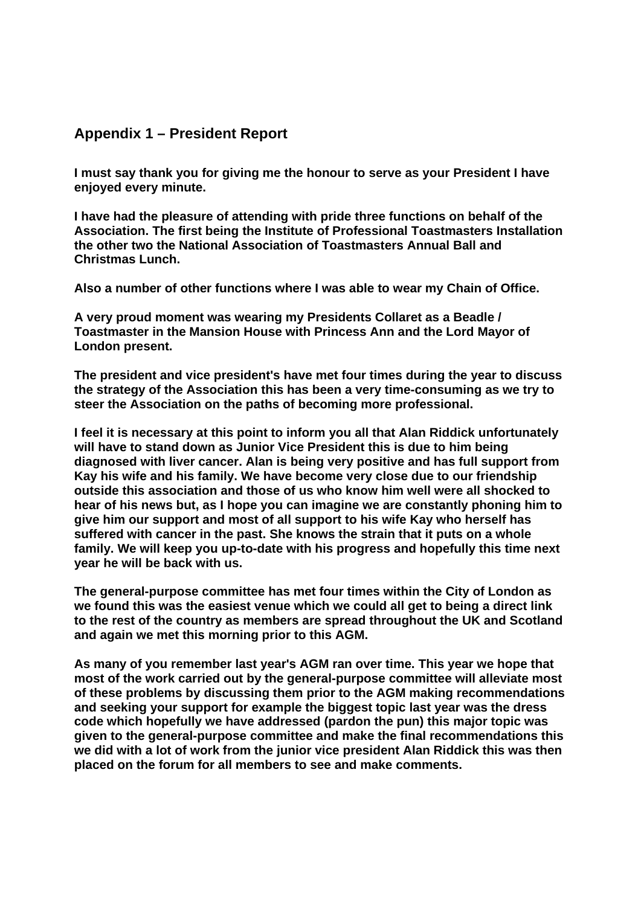## Appendix 1 – President Report

**I must say thank you for giving me the honour to serve as your President I have enjoyed every minute.**

**I have had the pleasure of attending with pride three functions on behalf of the Association. The first being the Institute of Professional Toastmasters Installation the other two the National Association of Toastmasters Annual Ball and Christmas Lunch.**

**Also a number of other functions where I was able to wear my Chain of Office.**

**A very proud moment was wearing my Presidents Collaret as a Beadle / Toastmaster in the Mansion House with Princess Ann and the Lord Mayor of London present.**

**The president and vice president's have met four times during the year to discuss the strategy of the Association this has been a very time-consuming as we try to steer the Association on the paths of becoming more professional.**

**I feel it is necessary at this point to inform you all that Alan Riddick unfortunately will have to stand down as Junior Vice President this is due to him being diagnosed with liver cancer. Alan is being very positive and has full support from Kay his wife and his family. We have become very close due to our friendship outside this association and those of us who know him well were all shocked to hear of his news but, as I hope you can imagine we are constantly phoning him to give him our support and most of all support to his wife Kay who herself has suffered with cancer in the past. She knows the strain that it puts on a whole family. We will keep you up-to-date with his progress and hopefully this time next year he will be back with us.**

**The general-purpose committee has met four times within the City of London as we found this was the easiest venue which we could all get to being a direct link to the rest of the country as members are spread throughout the UK and Scotland and again we met this morning prior to this AGM.**

**As many of you remember last year's AGM ran over time. This year we hope that most of the work carried out by the general-purpose committee will alleviate most of these problems by discussing them prior to the AGM making recommendations and seeking your support for example the biggest topic last year was the dress code which hopefully we have addressed (pardon the pun) this major topic was given to the general-purpose committee and make the final recommendations this we did with a lot of work from the junior vice president Alan Riddick this was then placed on the forum for all members to see and make comments.**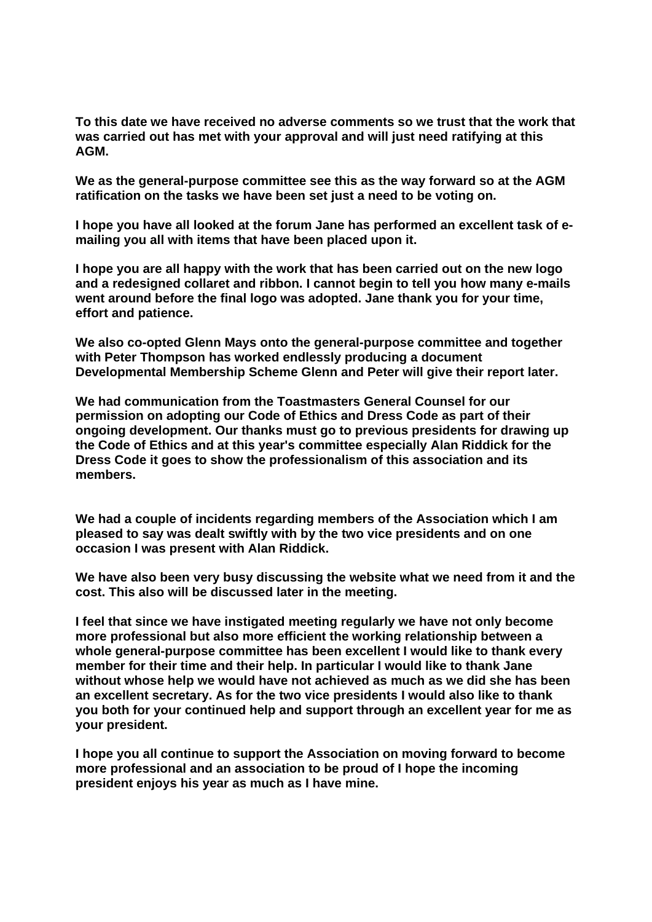**To this date we have received no adverse comments so we trust that the work that was carried out has met with your approval and will just need ratifying at this AGM.**

**We as the general-purpose committee see this as the way forward so at the AGM ratification on the tasks we have been set just a need to be voting on.**

**I hope you have all looked at the forum Jane has performed an excellent task of e-mailing you all with items that have been placed upon it.**

**I hope you are all happy with the work that has been carried out on the new logo and a redesigned collaret and ribbon. I cannot begin to tell you how many e-mails went around before the final logo was adopted. Jane thank you for your time, effort and patience.**

**We also co-opted Glenn Mays onto the general-purpose committee and together with Peter Thompson has worked endlessly producing a document Developmental Membership Scheme Glenn and Peter will give their report later.**

**We had communication from the Toastmasters General Counsel for our permission on adopting our Code of Ethics and Dress Code as part of their ongoing development. Our thanks must go to previous presidents for drawing up the Code of Ethics and at this year's committee especially Alan Riddick for the Dress Code it goes to show the professionalism of this association and its members.**

**We had a couple of incidents regarding members of the Association which I am pleased to say was dealt swiftly with by the two vice presidents and on one occasion I was present with Alan Riddick.**

**We have also been very busy discussing the website what we need from it and the cost. This also will be discussed later in the meeting.**

**I feel that since we have instigated meeting regularly we have not only become more professional but also more efficient the working relationship between a whole general-purpose committee has been excellent I would like to thank every member for their time and their help. In particular I would like to thank Jane without whose help we would have not achieved as much as we did she has been an excellent secretary. As for the two vice presidents I would also like to thank you both for your continued help and support through an excellent year for me as your president.**

**I hope you all continue to support the Association on moving forward to become more professional and an association to be proud of I hope the incoming president enjoys his year as much as I have mine.**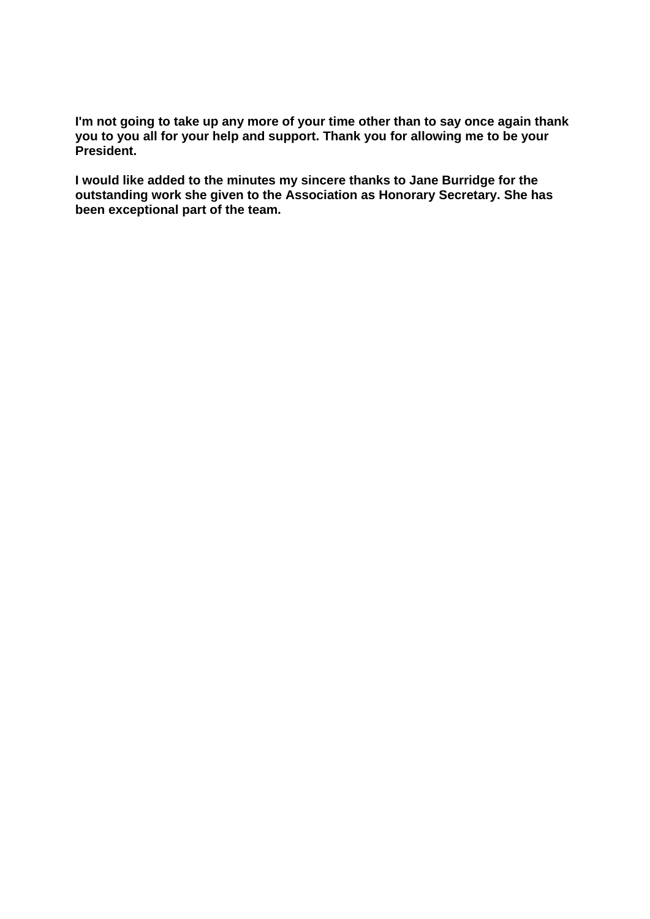**I'm not going to take up any more of your time other than to say once again thank you to you all for your help and support. Thank you for allowing me to be your President.**

**I would like added to the minutes my sincere thanks to Jane Burridge for the outstanding work she given to the Association as Honorary Secretary. She has been exceptional part of the team.**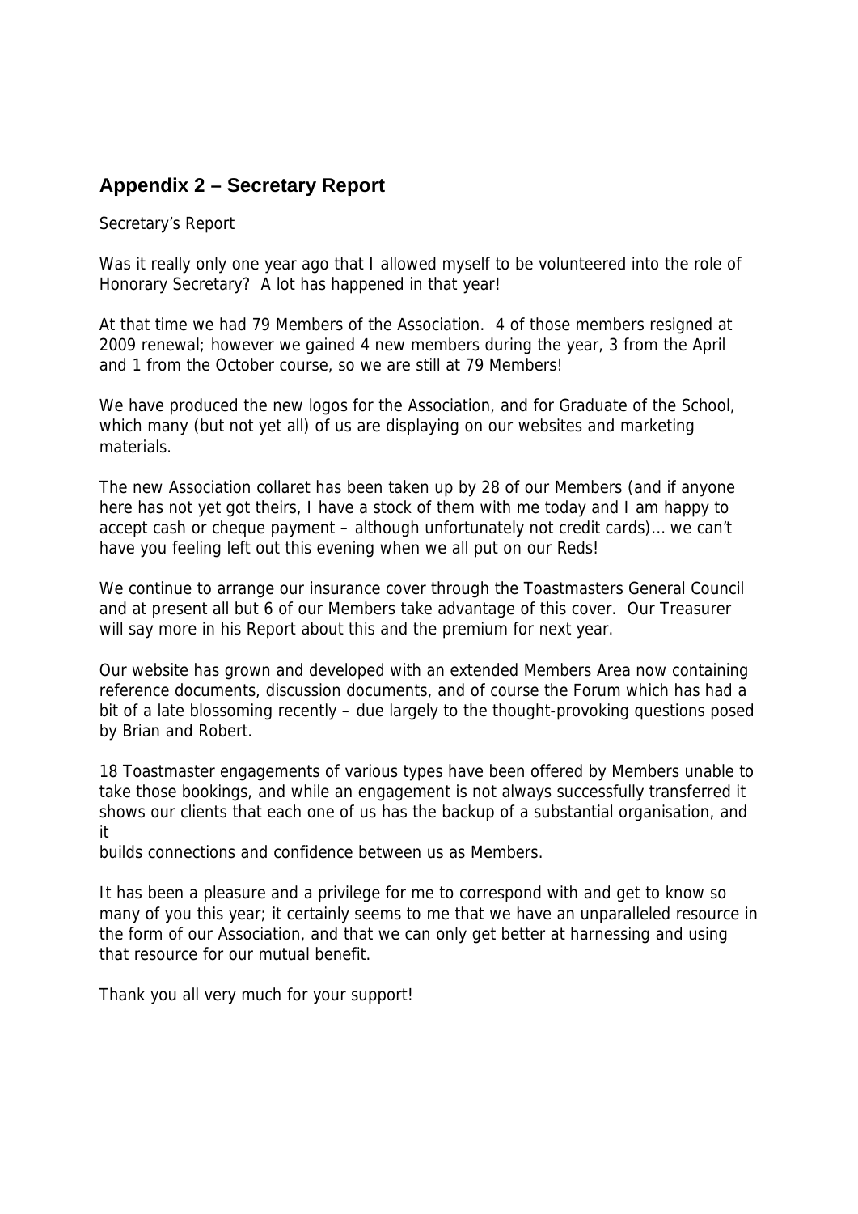## Appendix 2 – Secretary Report

Secretary's Report

Was it really only one year ago that I allowed myself to be volunteered into the role of Honorary Secretary? A lot has happened in that year!

At that time we had 79 Members of the Association. 4 of those members resigned at 2009 renewal; however we gained 4 new members during the year, 3 from the April and 1 from the October course, so we are still at 79 Members!

We have produced the new logos for the Association, and for Graduate of the School, which many (but not yet all) of us are displaying on our websites and marketing materials.

The new Association collaret has been taken up by 28 of our Members (and if anyone here has not yet got theirs, I have a stock of them with me today and I am happy to accept cash or cheque payment – although unfortunately not credit cards)… we can't have you feeling left out this evening when we all put on our Reds!

We continue to arrange our insurance cover through the Toastmasters General Council and at present all but 6 of our Members take advantage of this cover. Our Treasurer will say more in his Report about this and the premium for next year.

Our website has grown and developed with an extended Members Area now containing reference documents, discussion documents, and of course the Forum which has had a bit of a late blossoming recently – due largely to the thought-provoking questions posed by Brian and Robert.

18 Toastmaster engagements of various types have been offered by Members unable to take those bookings, and while an engagement is not always successfully transferred it shows our clients that each one of us has the backup of a substantial organisation, and it builds connections and confidence between us as Members.

It has been a pleasure and a privilege for me to correspond with and get to know so many of you this year; it certainly seems to me that we have an unparalleled resource in the form of our Association, and that we can only get better at harnessing and using that resource for our mutual benefit.

Thank you all very much for your support!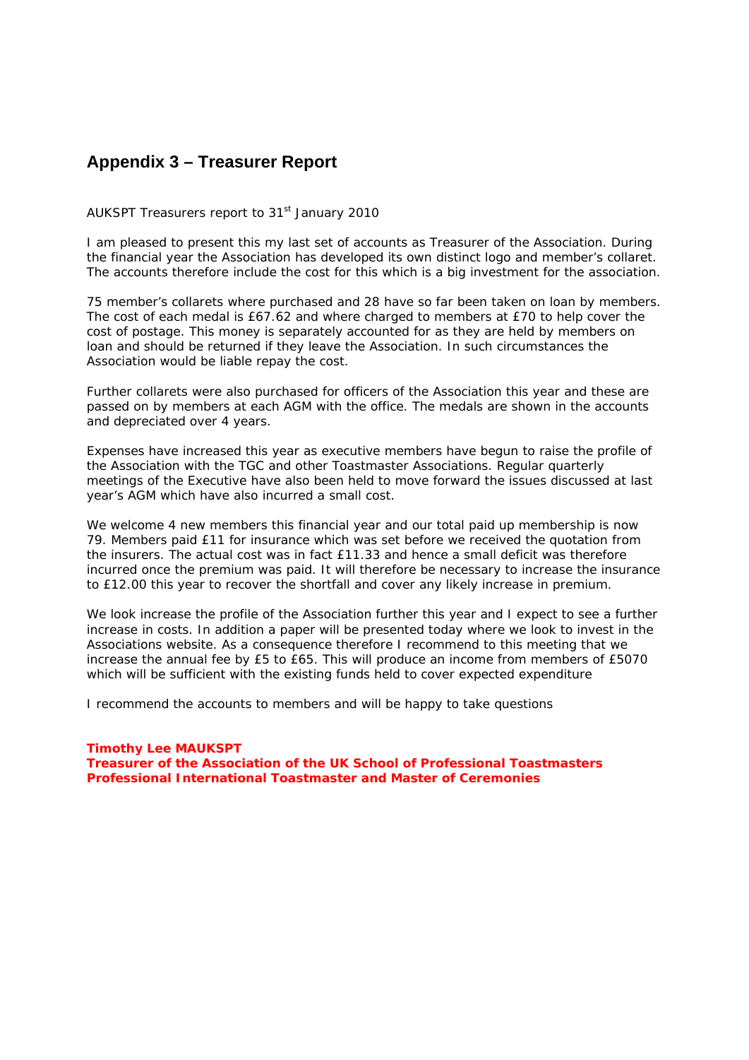## Appendix 3 – Treasurer Report

AUKSPT Treasurers report to 31st January 2010

I am pleased to present this my last set of accounts as Treasurer of the Association. During the financial year the Association has developed its own distinct logo and member's collaret. The accounts therefore include the cost for this which is a big investment for the association.

75 member's collarets where purchased and 28 have so far been taken on loan by members. The cost of each medal is £67.62 and where charged to members at £70 to help cover the cost of postage. This money is separately accounted for as they are held by members on loan and should be returned if they leave the Association. In such circumstances the Association would be liable repay the cost.

Further collarets were also purchased for officers of the Association this year and these are passed on by members at each AGM with the office. The medals are shown in the accounts and depreciated over 4 years.

Expenses have increased this year as executive members have begun to raise the profile of the Association with the TGC and other Toastmaster Associations. Regular quarterly meetings of the Executive have also been held to move forward the issues discussed at last year's AGM which have also incurred a small cost.

We welcome 4 new members this financial year and our total paid up membership is now 79. Members paid £11 for insurance which was set before we received the quotation from the insurers. The actual cost was in fact £11.33 and hence a small deficit was therefore incurred once the premium was paid. It will therefore be necessary to increase the insurance to £12.00 this year to recover the shortfall and cover any likely increase in premium.

We look increase the profile of the Association further this year and I expect to see a further increase in costs. In addition a paper will be presented today where we look to invest in the Associations website. As a consequence therefore I recommend to this meeting that we increase the annual fee by £5 to £65. This will produce an income from members of £5070 which will be sufficient with the existing funds held to cover expected expenditure

I recommend the accounts to members and will be happy to take questions

**Timothy Lee MAUKSPT**
**Treasurer of the Association of the UK School of Professional Toastmasters**
**Professional International Toastmaster and Master of Ceremonies**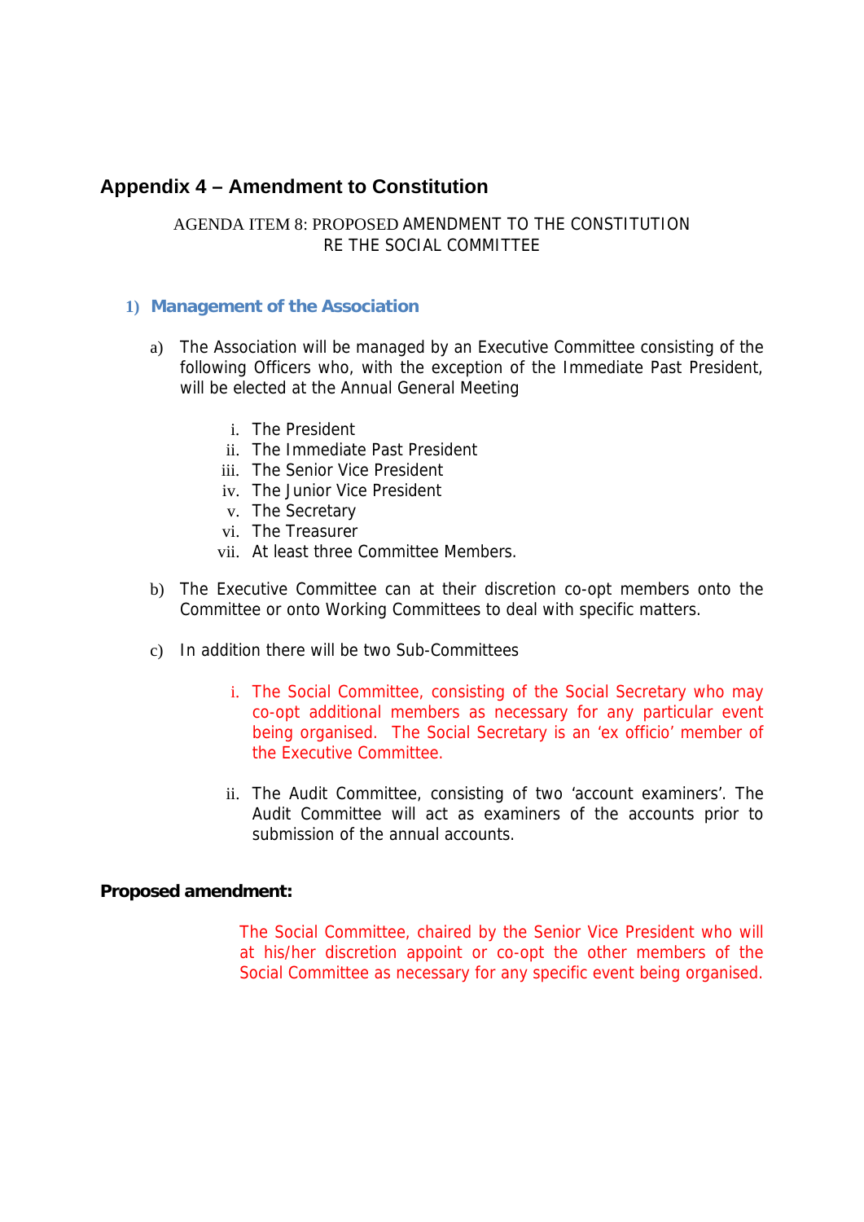## Appendix 4 – Amendment to Constitution

AGENDA ITEM 8: PROPOSED AMENDMENT TO THE CONSTITUTION
RE THE SOCIAL COMMITTEE

### 1) Management of the Association

a) The Association will be managed by an Executive Committee consisting of the following Officers who, with the exception of the Immediate Past President, will be elected at the Annual General Meeting

   i. The President
   ii. The Immediate Past President
   iii. The Senior Vice President
   iv. The Junior Vice President
   v. The Secretary
   vi. The Treasurer
   vii. At least three Committee Members.

b) The Executive Committee can at their discretion co-opt members onto the Committee or onto Working Committees to deal with specific matters.

c) In addition there will be two Sub-Committees

   i. The Social Committee, consisting of the Social Secretary who may co-opt additional members as necessary for any particular event being organised. The Social Secretary is an 'ex officio' member of the Executive Committee.

   ii. The Audit Committee, consisting of two 'account examiners'. The Audit Committee will act as examiners of the accounts prior to submission of the annual accounts.

**Proposed amendment:**

The Social Committee, chaired by the Senior Vice President who will at his/her discretion appoint or co-opt the other members of the Social Committee as necessary for any specific event being organised.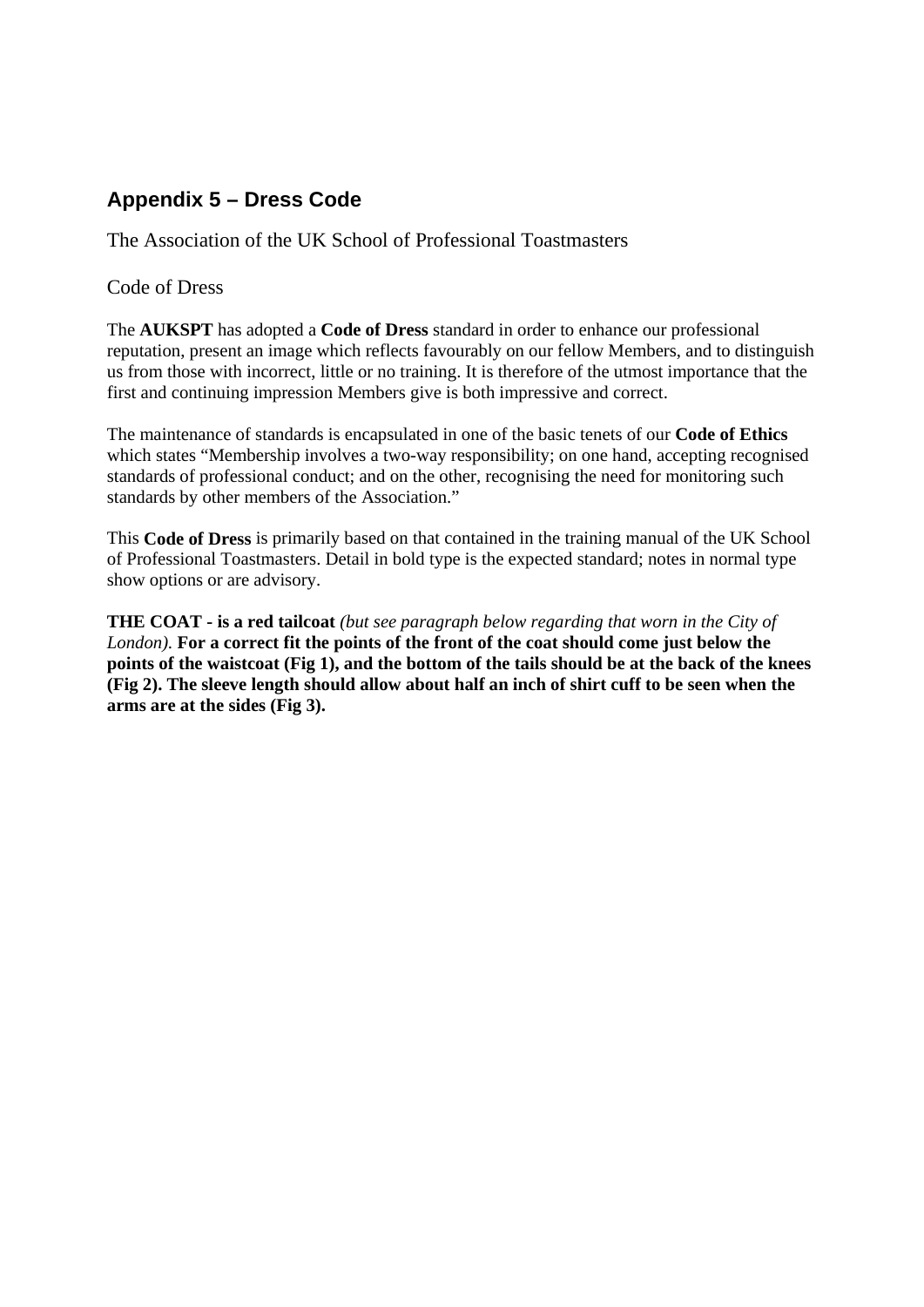## Appendix 5 – Dress Code

The Association of the UK School of Professional Toastmasters

Code of Dress

The **AUKSPT** has adopted a **Code of Dress** standard in order to enhance our professional reputation, present an image which reflects favourably on our fellow Members, and to distinguish us from those with incorrect, little or no training. It is therefore of the utmost importance that the first and continuing impression Members give is both impressive and correct.

The maintenance of standards is encapsulated in one of the basic tenets of our **Code of Ethics** which states "Membership involves a two-way responsibility; on one hand, accepting recognised standards of professional conduct; and on the other, recognising the need for monitoring such standards by other members of the Association."

This **Code of Dress** is primarily based on that contained in the training manual of the UK School of Professional Toastmasters. Detail in bold type is the expected standard; notes in normal type show options or are advisory.

**THE COAT - is a red tailcoat** *(but see paragraph below regarding that worn in the City of London).* **For a correct fit the points of the front of the coat should come just below the points of the waistcoat (Fig 1), and the bottom of the tails should be at the back of the knees (Fig 2). The sleeve length should allow about half an inch of shirt cuff to be seen when the arms are at the sides (Fig 3).**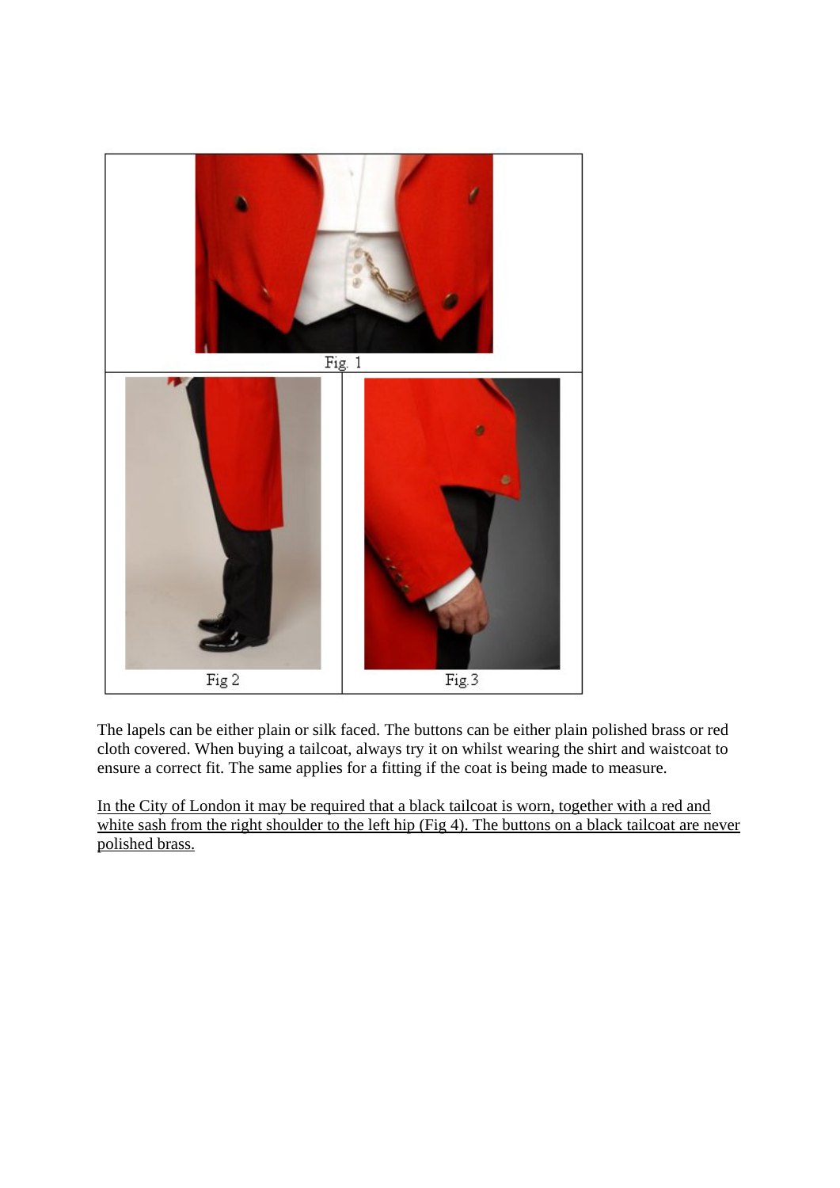Fig. 1

Fig 2

Fig.3

The lapels can be either plain or silk faced. The buttons can be either plain polished brass or red cloth covered. When buying a tailcoat, always try it on whilst wearing the shirt and waistcoat to ensure a correct fit. The same applies for a fitting if the coat is being made to measure.

<u>In the City of London it may be required that a black tailcoat is worn, together with a red and white sash from the right shoulder to the left hip (Fig 4). The buttons on a black tailcoat are never polished brass.</u>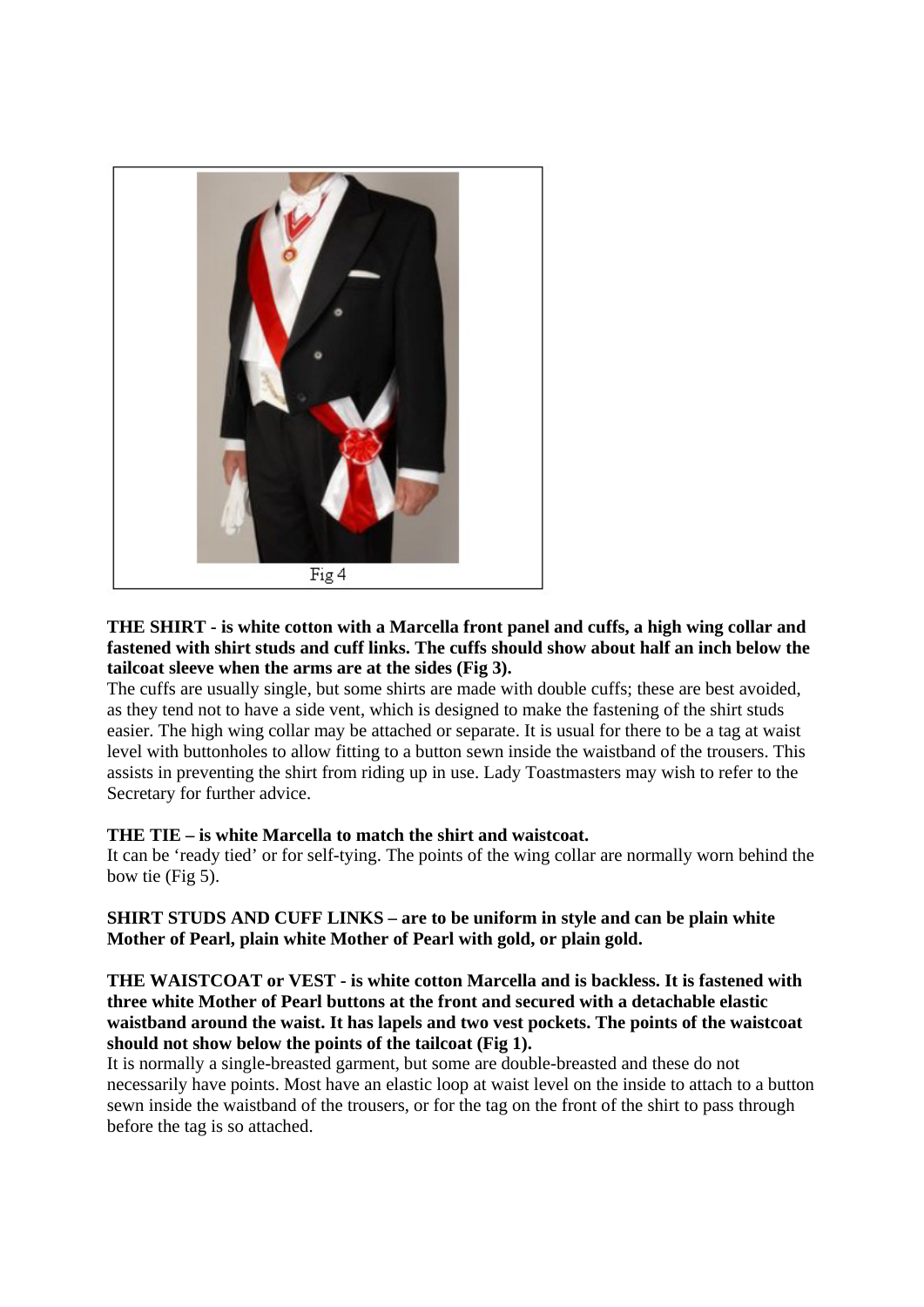Fig 4

**THE SHIRT - is white cotton with a Marcella front panel and cuffs, a high wing collar and fastened with shirt studs and cuff links. The cuffs should show about half an inch below the tailcoat sleeve when the arms are at the sides (Fig 3).**

The cuffs are usually single, but some shirts are made with double cuffs; these are best avoided, as they tend not to have a side vent, which is designed to make the fastening of the shirt studs easier. The high wing collar may be attached or separate. It is usual for there to be a tag at waist level with buttonholes to allow fitting to a button sewn inside the waistband of the trousers. This assists in preventing the shirt from riding up in use. Lady Toastmasters may wish to refer to the Secretary for further advice.

**THE TIE – is white Marcella to match the shirt and waistcoat.**

It can be 'ready tied' or for self-tying. The points of the wing collar are normally worn behind the bow tie (Fig 5).

**SHIRT STUDS AND CUFF LINKS – are to be uniform in style and can be plain white Mother of Pearl, plain white Mother of Pearl with gold, or plain gold.**

**THE WAISTCOAT or VEST - is white cotton Marcella and is backless. It is fastened with three white Mother of Pearl buttons at the front and secured with a detachable elastic waistband around the waist. It has lapels and two vest pockets. The points of the waistcoat should not show below the points of the tailcoat (Fig 1).**

It is normally a single-breasted garment, but some are double-breasted and these do not necessarily have points. Most have an elastic loop at waist level on the inside to attach to a button sewn inside the waistband of the trousers, or for the tag on the front of the shirt to pass through before the tag is so attached.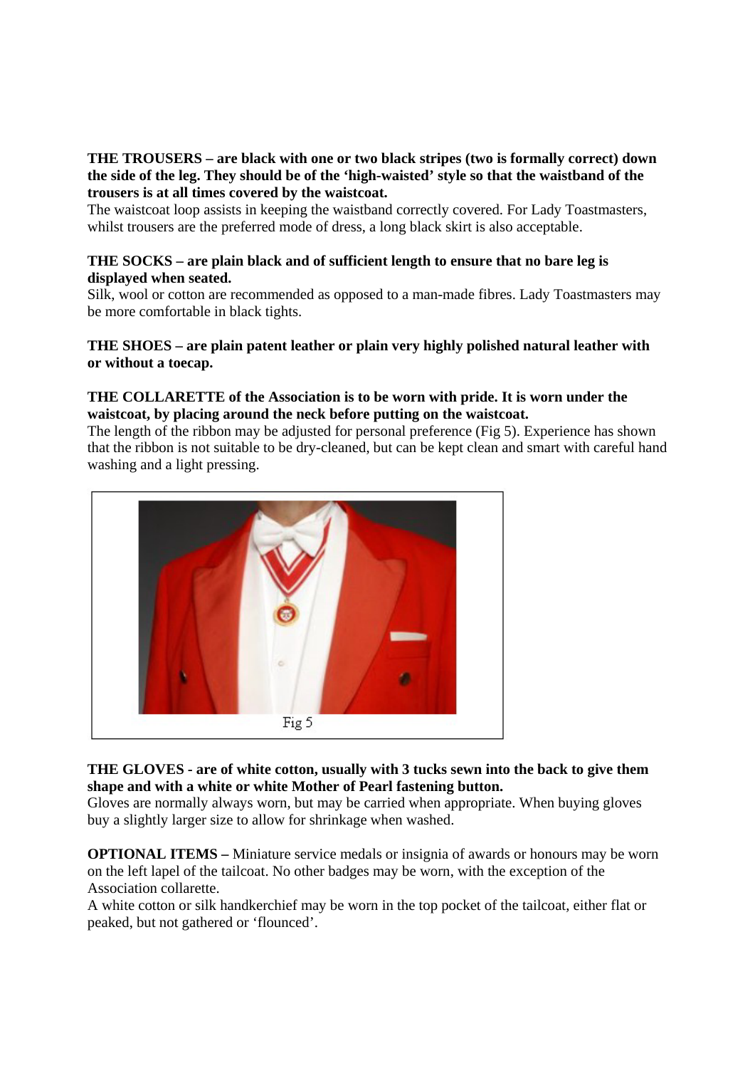**THE TROUSERS – are black with one or two black stripes (two is formally correct) down the side of the leg. They should be of the 'high-waisted' style so that the waistband of the trousers is at all times covered by the waistcoat.**

The waistcoat loop assists in keeping the waistband correctly covered. For Lady Toastmasters, whilst trousers are the preferred mode of dress, a long black skirt is also acceptable.

**THE SOCKS – are plain black and of sufficient length to ensure that no bare leg is displayed when seated.**

Silk, wool or cotton are recommended as opposed to a man-made fibres. Lady Toastmasters may be more comfortable in black tights.

**THE SHOES – are plain patent leather or plain very highly polished natural leather with or without a toecap.**

**THE COLLARETTE of the Association is to be worn with pride. It is worn under the waistcoat, by placing around the neck before putting on the waistcoat.**

The length of the ribbon may be adjusted for personal preference (Fig 5). Experience has shown that the ribbon is not suitable to be dry-cleaned, but can be kept clean and smart with careful hand washing and a light pressing.

Fig 5

**THE GLOVES - are of white cotton, usually with 3 tucks sewn into the back to give them shape and with a white or white Mother of Pearl fastening button.**

Gloves are normally always worn, but may be carried when appropriate. When buying gloves buy a slightly larger size to allow for shrinkage when washed.

**OPTIONAL ITEMS –** Miniature service medals or insignia of awards or honours may be worn on the left lapel of the tailcoat. No other badges may be worn, with the exception of the Association collarette.

A white cotton or silk handkerchief may be worn in the top pocket of the tailcoat, either flat or peaked, but not gathered or 'flounced'.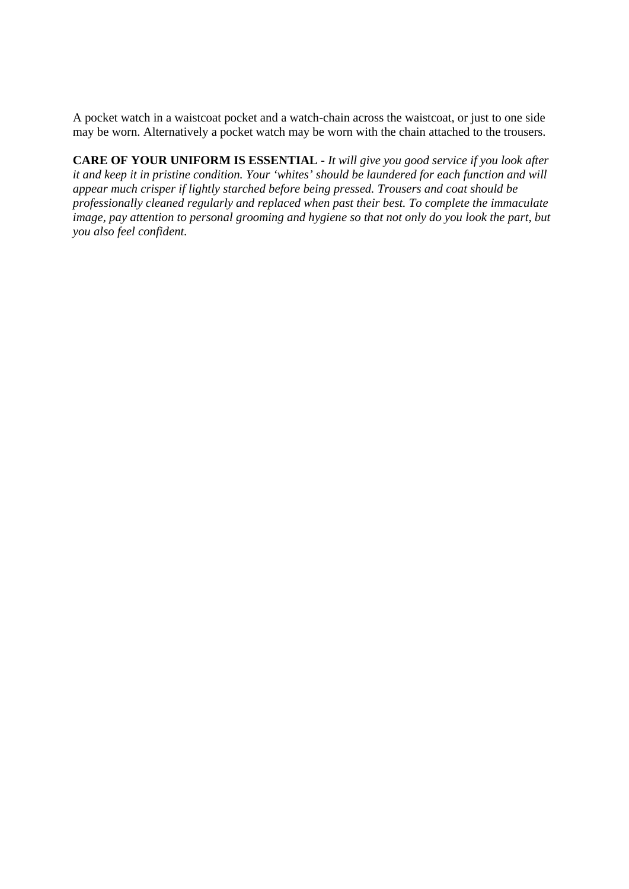A pocket watch in a waistcoat pocket and a watch-chain across the waistcoat, or just to one side may be worn. Alternatively a pocket watch may be worn with the chain attached to the trousers.

**CARE OF YOUR UNIFORM IS ESSENTIAL** - *It will give you good service if you look after it and keep it in pristine condition. Your 'whites' should be laundered for each function and will appear much crisper if lightly starched before being pressed. Trousers and coat should be professionally cleaned regularly and replaced when past their best. To complete the immaculate image, pay attention to personal grooming and hygiene so that not only do you look the part, but you also feel confident.*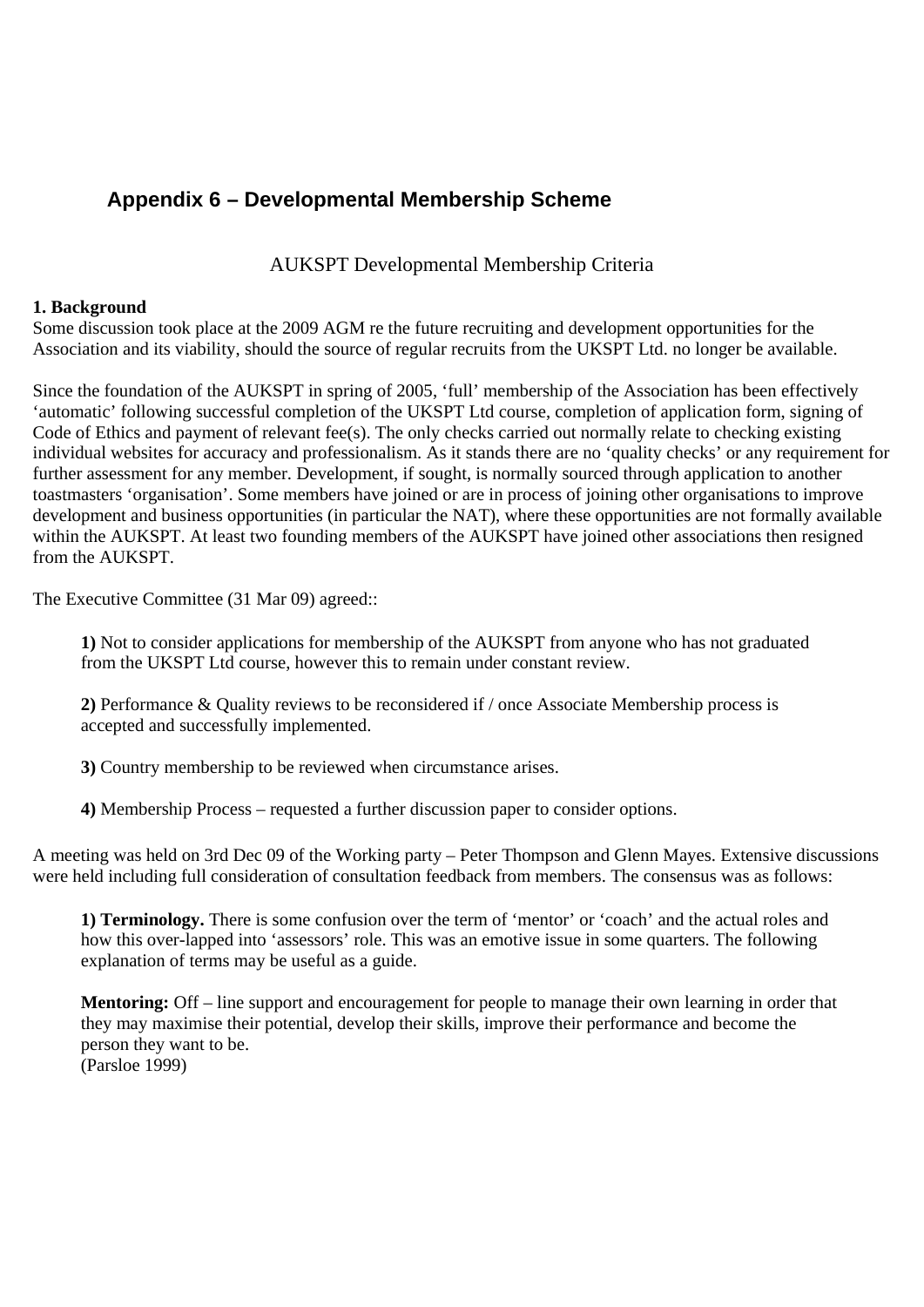## Appendix 6 – Developmental Membership Scheme

AUKSPT Developmental Membership Criteria

**1. Background**

Some discussion took place at the 2009 AGM re the future recruiting and development opportunities for the Association and its viability, should the source of regular recruits from the UKSPT Ltd. no longer be available.

Since the foundation of the AUKSPT in spring of 2005, 'full' membership of the Association has been effectively 'automatic' following successful completion of the UKSPT Ltd course, completion of application form, signing of Code of Ethics and payment of relevant fee(s). The only checks carried out normally relate to checking existing individual websites for accuracy and professionalism. As it stands there are no 'quality checks' or any requirement for further assessment for any member. Development, if sought, is normally sourced through application to another toastmasters 'organisation'. Some members have joined or are in process of joining other organisations to improve development and business opportunities (in particular the NAT), where these opportunities are not formally available within the AUKSPT. At least two founding members of the AUKSPT have joined other associations then resigned from the AUKSPT.

The Executive Committee (31 Mar 09) agreed::

**1)** Not to consider applications for membership of the AUKSPT from anyone who has not graduated from the UKSPT Ltd course, however this to remain under constant review.

**2)** Performance & Quality reviews to be reconsidered if / once Associate Membership process is accepted and successfully implemented.

**3)** Country membership to be reviewed when circumstance arises.

**4)** Membership Process – requested a further discussion paper to consider options.

A meeting was held on 3rd Dec 09 of the Working party – Peter Thompson and Glenn Mayes. Extensive discussions were held including full consideration of consultation feedback from members. The consensus was as follows:

**1) Terminology.** There is some confusion over the term of 'mentor' or 'coach' and the actual roles and how this over-lapped into 'assessors' role. This was an emotive issue in some quarters. The following explanation of terms may be useful as a guide.

**Mentoring:** Off – line support and encouragement for people to manage their own learning in order that they may maximise their potential, develop their skills, improve their performance and become the person they want to be.
(Parsloe 1999)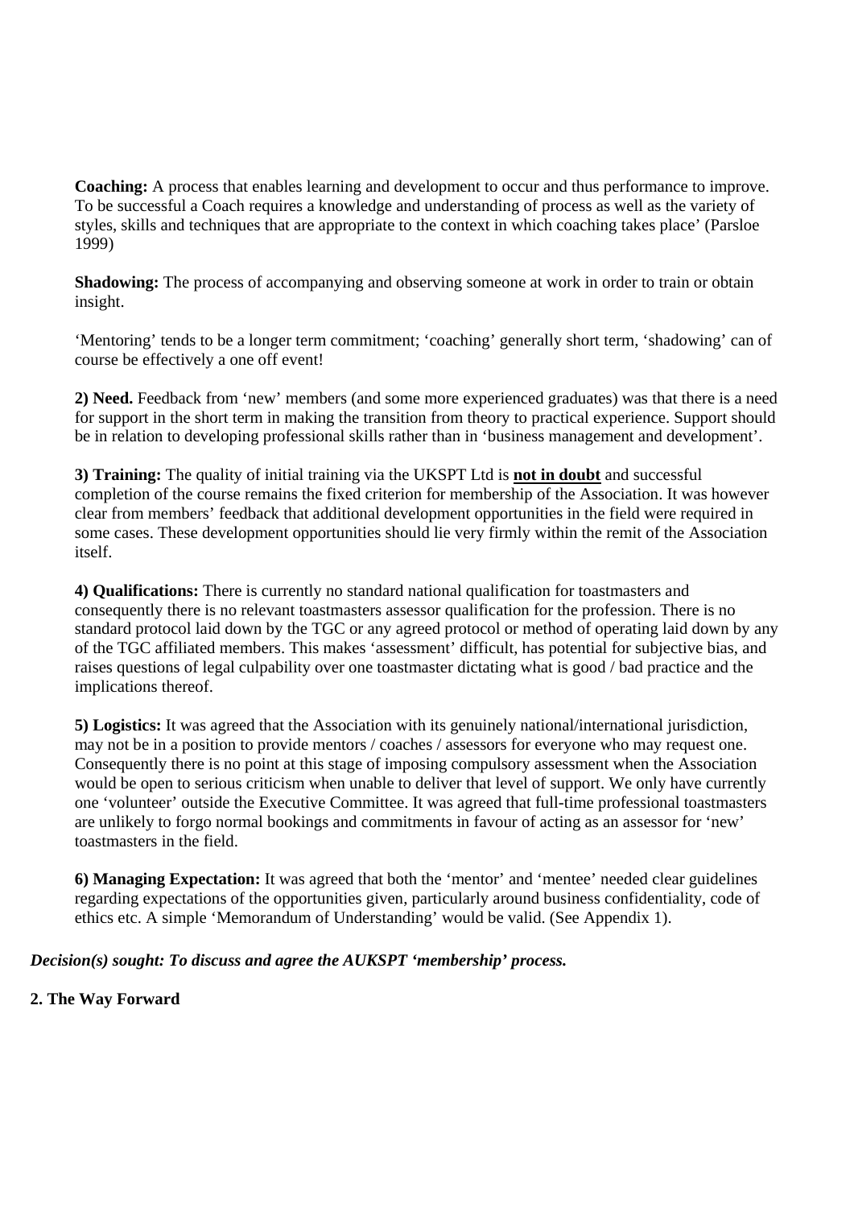**Coaching:** A process that enables learning and development to occur and thus performance to improve. To be successful a Coach requires a knowledge and understanding of process as well as the variety of styles, skills and techniques that are appropriate to the context in which coaching takes place' (Parsloe 1999)

**Shadowing:** The process of accompanying and observing someone at work in order to train or obtain insight.

'Mentoring' tends to be a longer term commitment; 'coaching' generally short term, 'shadowing' can of course be effectively a one off event!

**2) Need.** Feedback from 'new' members (and some more experienced graduates) was that there is a need for support in the short term in making the transition from theory to practical experience. Support should be in relation to developing professional skills rather than in 'business management and development'.

**3) Training:** The quality of initial training via the UKSPT Ltd is **not in doubt** and successful completion of the course remains the fixed criterion for membership of the Association. It was however clear from members' feedback that additional development opportunities in the field were required in some cases. These development opportunities should lie very firmly within the remit of the Association itself.

**4) Qualifications:** There is currently no standard national qualification for toastmasters and consequently there is no relevant toastmasters assessor qualification for the profession. There is no standard protocol laid down by the TGC or any agreed protocol or method of operating laid down by any of the TGC affiliated members. This makes 'assessment' difficult, has potential for subjective bias, and raises questions of legal culpability over one toastmaster dictating what is good / bad practice and the implications thereof.

**5) Logistics:** It was agreed that the Association with its genuinely national/international jurisdiction, may not be in a position to provide mentors / coaches / assessors for everyone who may request one. Consequently there is no point at this stage of imposing compulsory assessment when the Association would be open to serious criticism when unable to deliver that level of support. We only have currently one 'volunteer' outside the Executive Committee. It was agreed that full-time professional toastmasters are unlikely to forgo normal bookings and commitments in favour of acting as an assessor for 'new' toastmasters in the field.

**6) Managing Expectation:** It was agreed that both the 'mentor' and 'mentee' needed clear guidelines regarding expectations of the opportunities given, particularly around business confidentiality, code of ethics etc. A simple 'Memorandum of Understanding' would be valid. (See Appendix 1).

***Decision(s) sought: To discuss and agree the AUKSPT 'membership' process.***

**2. The Way Forward**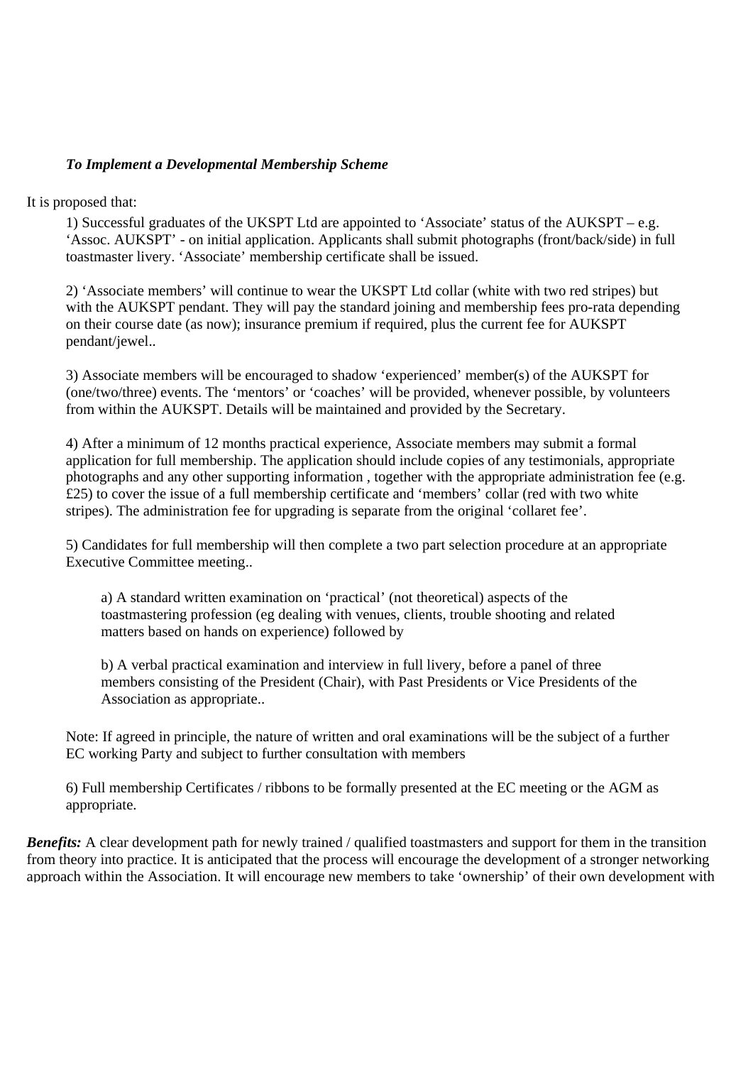***To Implement a Developmental Membership Scheme***

It is proposed that:

1) Successful graduates of the UKSPT Ltd are appointed to 'Associate' status of the AUKSPT – e.g. 'Assoc. AUKSPT' - on initial application. Applicants shall submit photographs (front/back/side) in full toastmaster livery. 'Associate' membership certificate shall be issued.

2) 'Associate members' will continue to wear the UKSPT Ltd collar (white with two red stripes) but with the AUKSPT pendant. They will pay the standard joining and membership fees pro-rata depending on their course date (as now); insurance premium if required, plus the current fee for AUKSPT pendant/jewel..

3) Associate members will be encouraged to shadow 'experienced' member(s) of the AUKSPT for (one/two/three) events. The 'mentors' or 'coaches' will be provided, whenever possible, by volunteers from within the AUKSPT. Details will be maintained and provided by the Secretary.

4) After a minimum of 12 months practical experience, Associate members may submit a formal application for full membership. The application should include copies of any testimonials, appropriate photographs and any other supporting information , together with the appropriate administration fee (e.g. £25) to cover the issue of a full membership certificate and 'members' collar (red with two white stripes). The administration fee for upgrading is separate from the original 'collaret fee'.

5) Candidates for full membership will then complete a two part selection procedure at an appropriate Executive Committee meeting..

a) A standard written examination on 'practical' (not theoretical) aspects of the toastmastering profession (eg dealing with venues, clients, trouble shooting and related matters based on hands on experience) followed by

b) A verbal practical examination and interview in full livery, before a panel of three members consisting of the President (Chair), with Past Presidents or Vice Presidents of the Association as appropriate..

Note: If agreed in principle, the nature of written and oral examinations will be the subject of a further EC working Party and subject to further consultation with members

6) Full membership Certificates / ribbons to be formally presented at the EC meeting or the AGM as appropriate.

***Benefits:*** A clear development path for newly trained / qualified toastmasters and support for them in the transition from theory into practice. It is anticipated that the process will encourage the development of a stronger networking approach within the Association. It will encourage new members to take 'ownership' of their own development with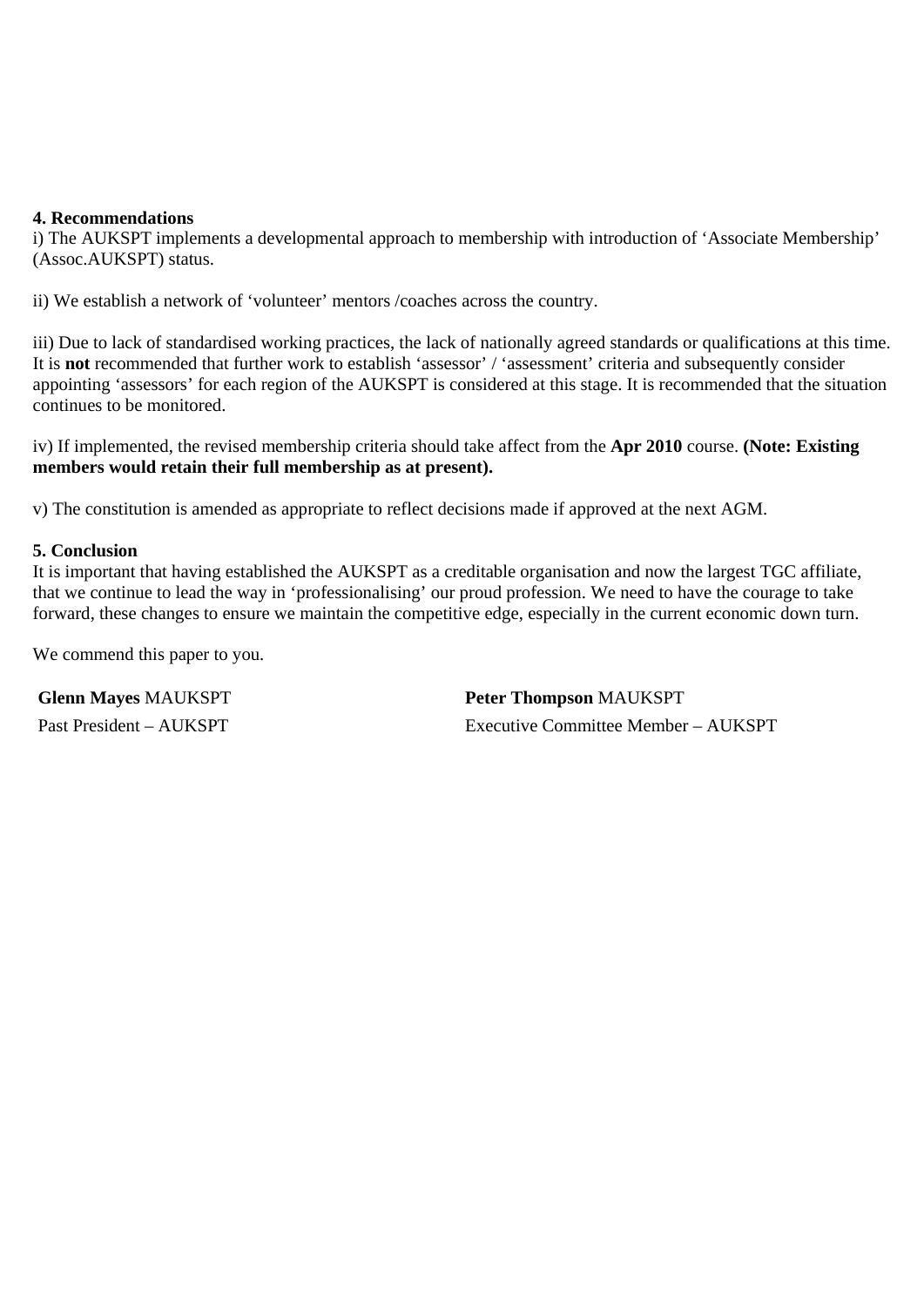**4. Recommendations**

i) The AUKSPT implements a developmental approach to membership with introduction of 'Associate Membership' (Assoc.AUKSPT) status.

ii) We establish a network of 'volunteer' mentors /coaches across the country.

iii) Due to lack of standardised working practices, the lack of nationally agreed standards or qualifications at this time. It is **not** recommended that further work to establish 'assessor' / 'assessment' criteria and subsequently consider appointing 'assessors' for each region of the AUKSPT is considered at this stage. It is recommended that the situation continues to be monitored.

iv) If implemented, the revised membership criteria should take affect from the **Apr 2010** course. **(Note: Existing members would retain their full membership as at present).**

v) The constitution is amended as appropriate to reflect decisions made if approved at the next AGM.

**5. Conclusion**

It is important that having established the AUKSPT as a creditable organisation and now the largest TGC affiliate, that we continue to lead the way in 'professionalising' our proud profession. We need to have the courage to take forward, these changes to ensure we maintain the competitive edge, especially in the current economic down turn.

We commend this paper to you.

**Glenn Mayes** MAUKSPT
Past President – AUKSPT

**Peter Thompson** MAUKSPT
Executive Committee Member – AUKSPT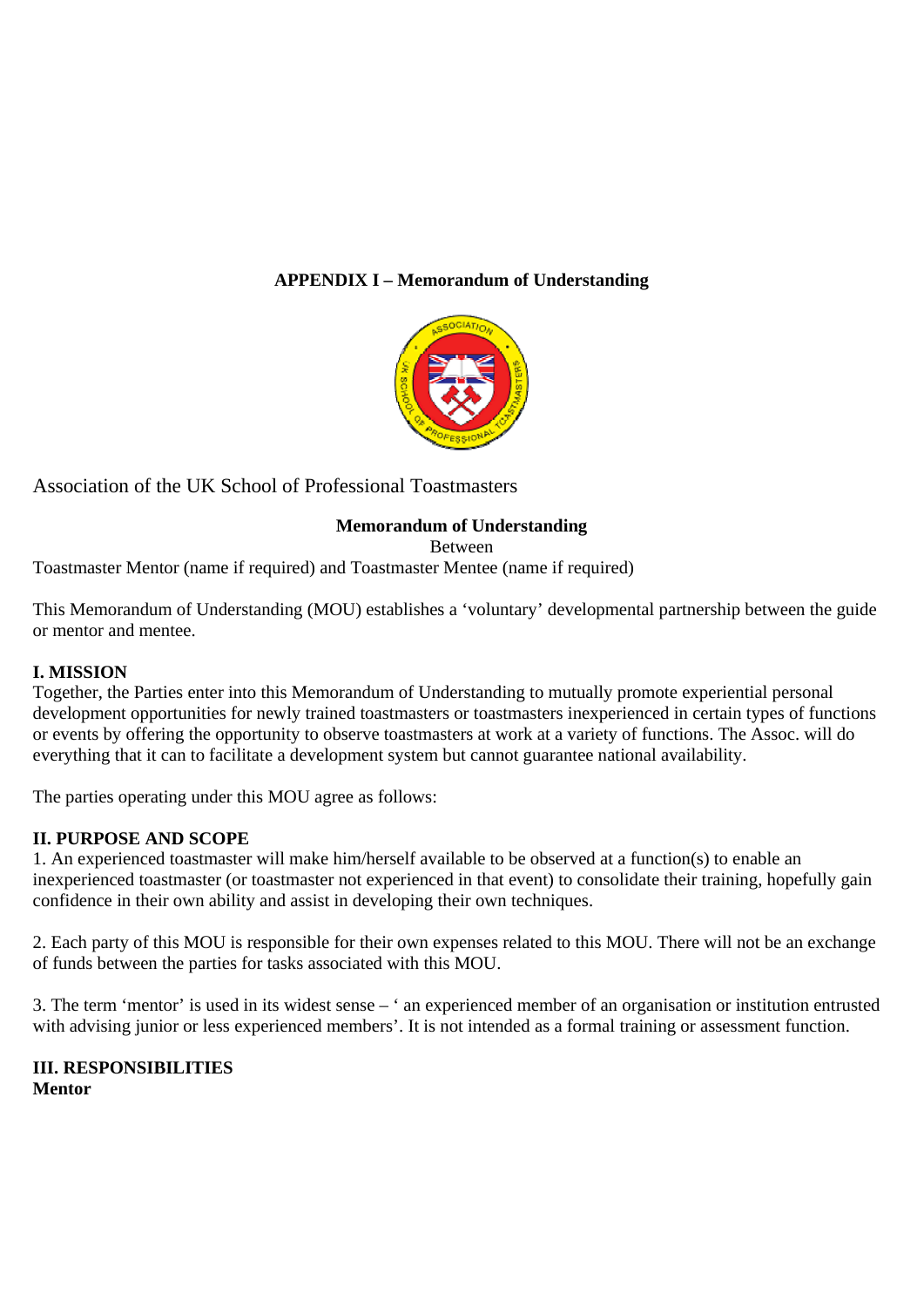**APPENDIX I – Memorandum of Understanding**

Association of the UK School of Professional Toastmasters

**Memorandum of Understanding**

Between

Toastmaster Mentor (name if required) and Toastmaster Mentee (name if required)

This Memorandum of Understanding (MOU) establishes a 'voluntary' developmental partnership between the guide or mentor and mentee.

**I. MISSION**

Together, the Parties enter into this Memorandum of Understanding to mutually promote experiential personal development opportunities for newly trained toastmasters or toastmasters inexperienced in certain types of functions or events by offering the opportunity to observe toastmasters at work at a variety of functions. The Assoc. will do everything that it can to facilitate a development system but cannot guarantee national availability.

The parties operating under this MOU agree as follows:

**II. PURPOSE AND SCOPE**

1. An experienced toastmaster will make him/herself available to be observed at a function(s) to enable an inexperienced toastmaster (or toastmaster not experienced in that event) to consolidate their training, hopefully gain confidence in their own ability and assist in developing their own techniques.

2. Each party of this MOU is responsible for their own expenses related to this MOU. There will not be an exchange of funds between the parties for tasks associated with this MOU.

3. The term 'mentor' is used in its widest sense – ' an experienced member of an organisation or institution entrusted with advising junior or less experienced members'. It is not intended as a formal training or assessment function.

**III. RESPONSIBILITIES**

**Mentor**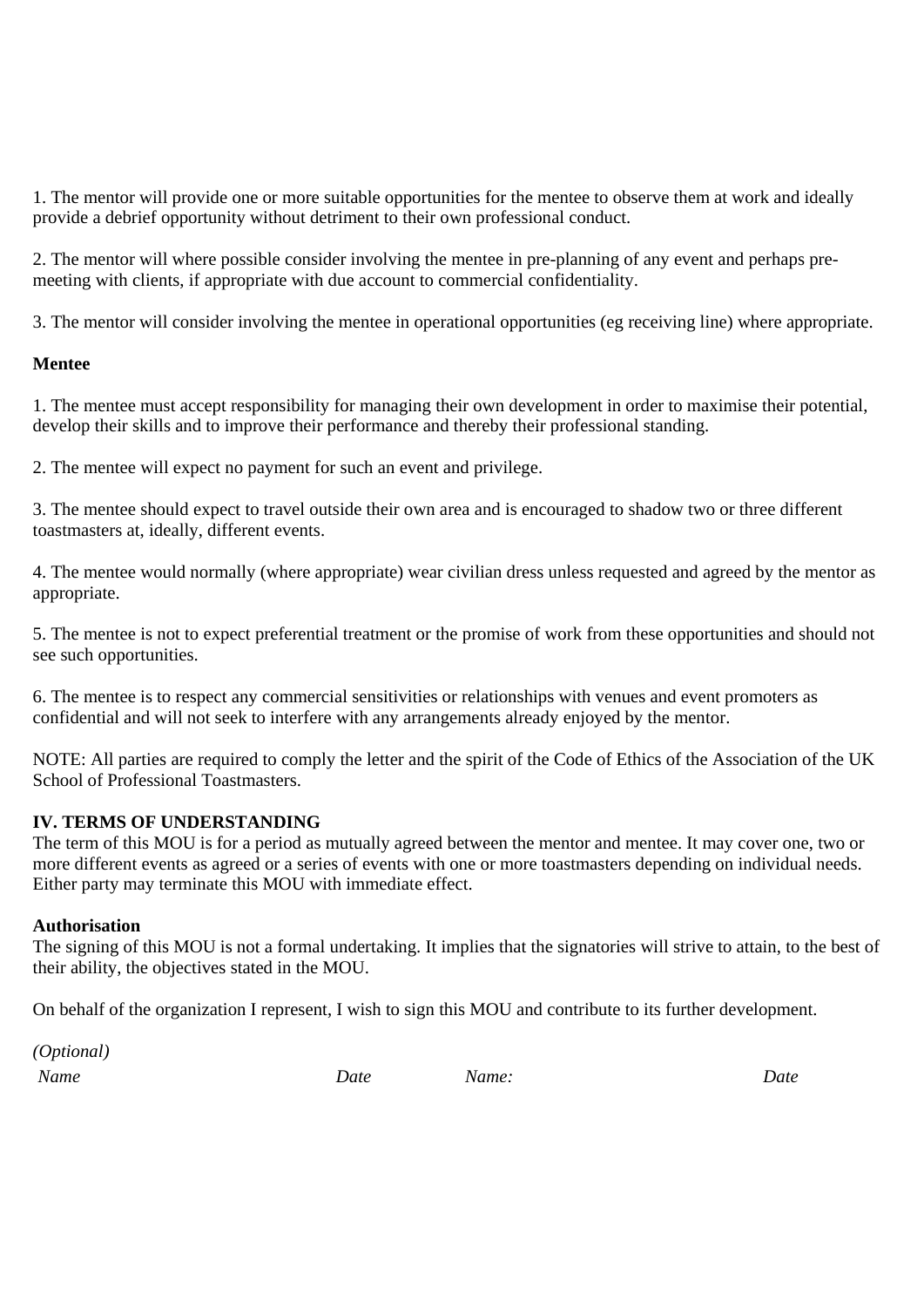1. The mentor will provide one or more suitable opportunities for the mentee to observe them at work and ideally provide a debrief opportunity without detriment to their own professional conduct.

2. The mentor will where possible consider involving the mentee in pre-planning of any event and perhaps pre-meeting with clients, if appropriate with due account to commercial confidentiality.

3. The mentor will consider involving the mentee in operational opportunities (eg receiving line) where appropriate.

**Mentee**

1. The mentee must accept responsibility for managing their own development in order to maximise their potential, develop their skills and to improve their performance and thereby their professional standing.

2. The mentee will expect no payment for such an event and privilege.

3. The mentee should expect to travel outside their own area and is encouraged to shadow two or three different toastmasters at, ideally, different events.

4. The mentee would normally (where appropriate) wear civilian dress unless requested and agreed by the mentor as appropriate.

5. The mentee is not to expect preferential treatment or the promise of work from these opportunities and should not see such opportunities.

6. The mentee is to respect any commercial sensitivities or relationships with venues and event promoters as confidential and will not seek to interfere with any arrangements already enjoyed by the mentor.

NOTE: All parties are required to comply the letter and the spirit of the Code of Ethics of the Association of the UK School of Professional Toastmasters.

**IV. TERMS OF UNDERSTANDING**

The term of this MOU is for a period as mutually agreed between the mentor and mentee. It may cover one, two or more different events as agreed or a series of events with one or more toastmasters depending on individual needs. Either party may terminate this MOU with immediate effect.

**Authorisation**

The signing of this MOU is not a formal undertaking. It implies that the signatories will strive to attain, to the best of their ability, the objectives stated in the MOU.

On behalf of the organization I represent, I wish to sign this MOU and contribute to its further development.

*(Optional)*

*Name* *Date* *Name:* *Date*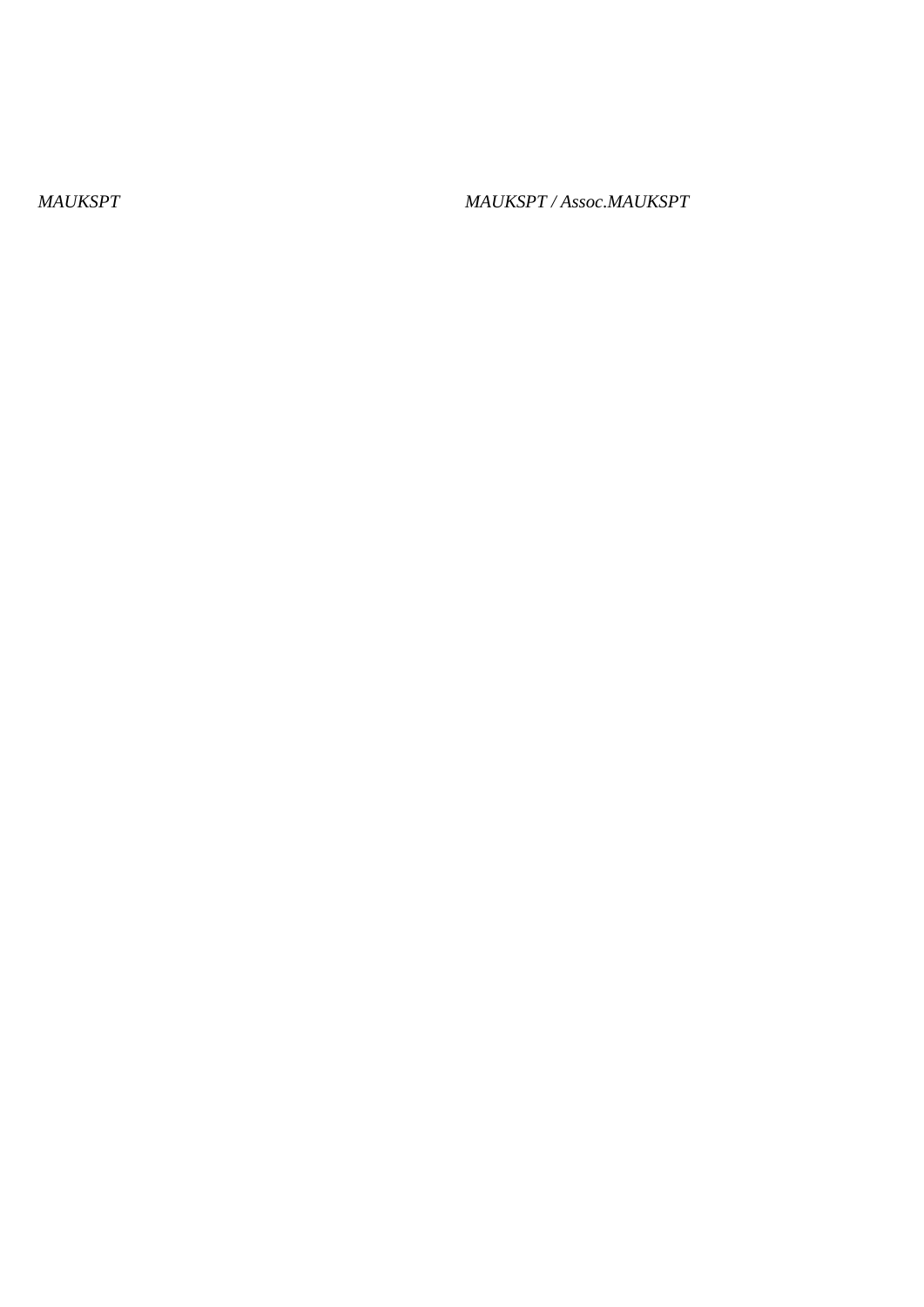*MAUKSPT*

*MAUKSPT / Assoc.MAUKSPT*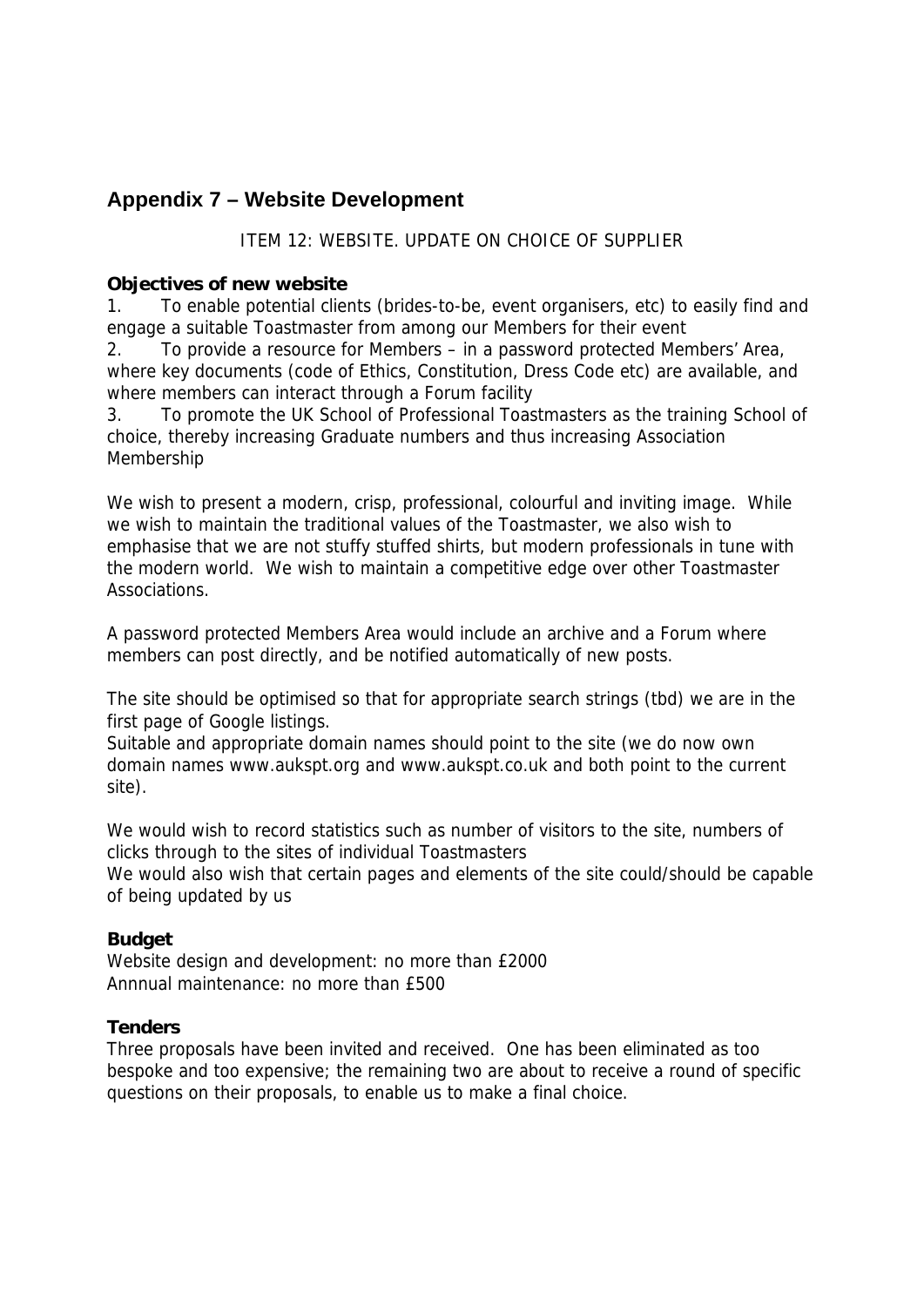## Appendix 7 – Website Development

ITEM 12: WEBSITE. UPDATE ON CHOICE OF SUPPLIER

**Objectives of new website**

1. To enable potential clients (brides-to-be, event organisers, etc) to easily find and engage a suitable Toastmaster from among our Members for their event
2. To provide a resource for Members – in a password protected Members' Area, where key documents (code of Ethics, Constitution, Dress Code etc) are available, and where members can interact through a Forum facility
3. To promote the UK School of Professional Toastmasters as the training School of choice, thereby increasing Graduate numbers and thus increasing Association Membership

We wish to present a modern, crisp, professional, colourful and inviting image. While we wish to maintain the traditional values of the Toastmaster, we also wish to emphasise that we are not stuffy stuffed shirts, but modern professionals in tune with the modern world. We wish to maintain a competitive edge over other Toastmaster Associations.

A password protected Members Area would include an archive and a Forum where members can post directly, and be notified automatically of new posts.

The site should be optimised so that for appropriate search strings (tbd) we are in the first page of Google listings.
Suitable and appropriate domain names should point to the site (we do now own domain names www.aukspt.org and www.aukspt.co.uk and both point to the current site).

We would wish to record statistics such as number of visitors to the site, numbers of clicks through to the sites of individual Toastmasters
We would also wish that certain pages and elements of the site could/should be capable of being updated by us

**Budget**

Website design and development: no more than £2000
Annnual maintenance: no more than £500

**Tenders**

Three proposals have been invited and received. One has been eliminated as too bespoke and too expensive; the remaining two are about to receive a round of specific questions on their proposals, to enable us to make a final choice.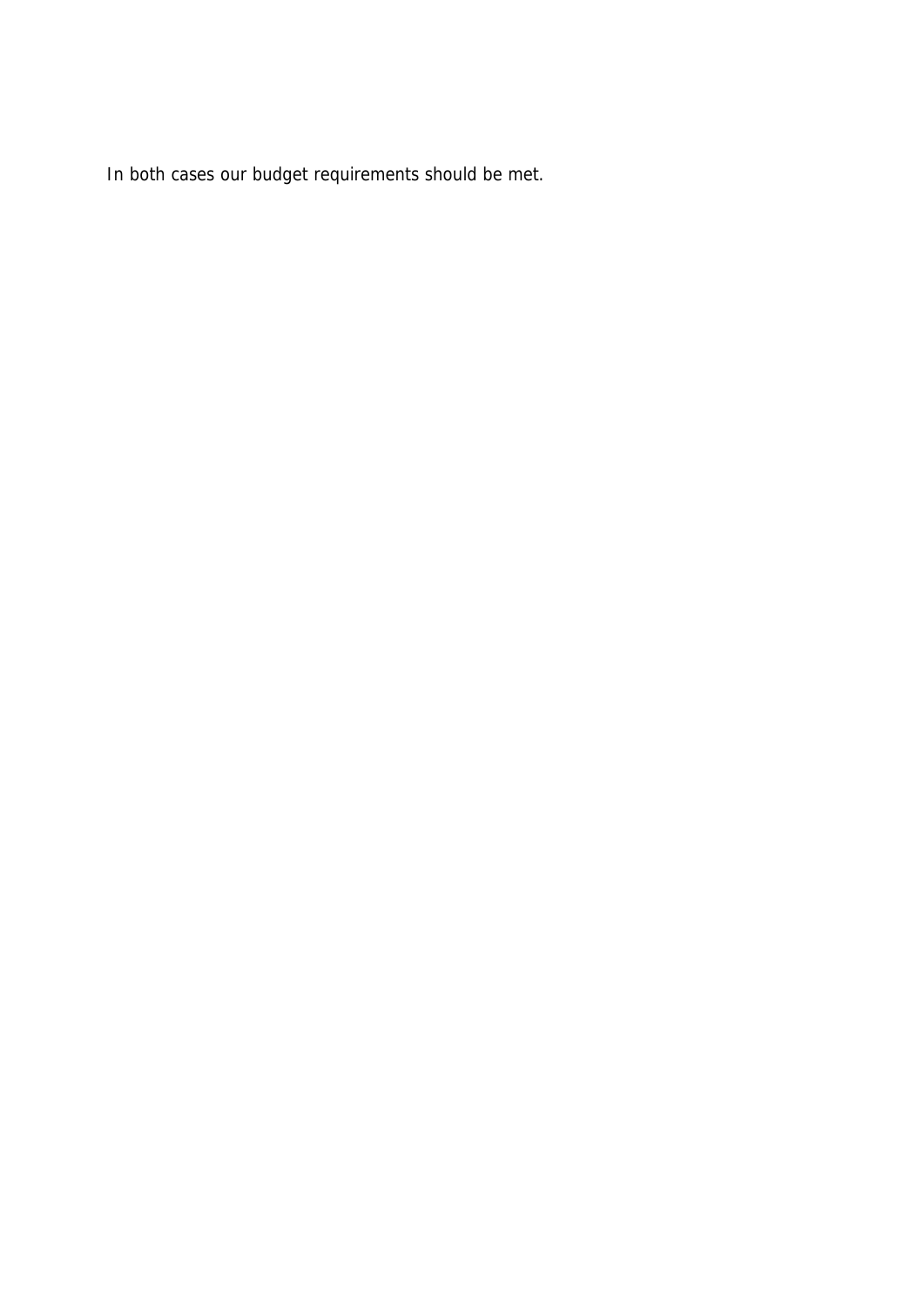In both cases our budget requirements should be met.